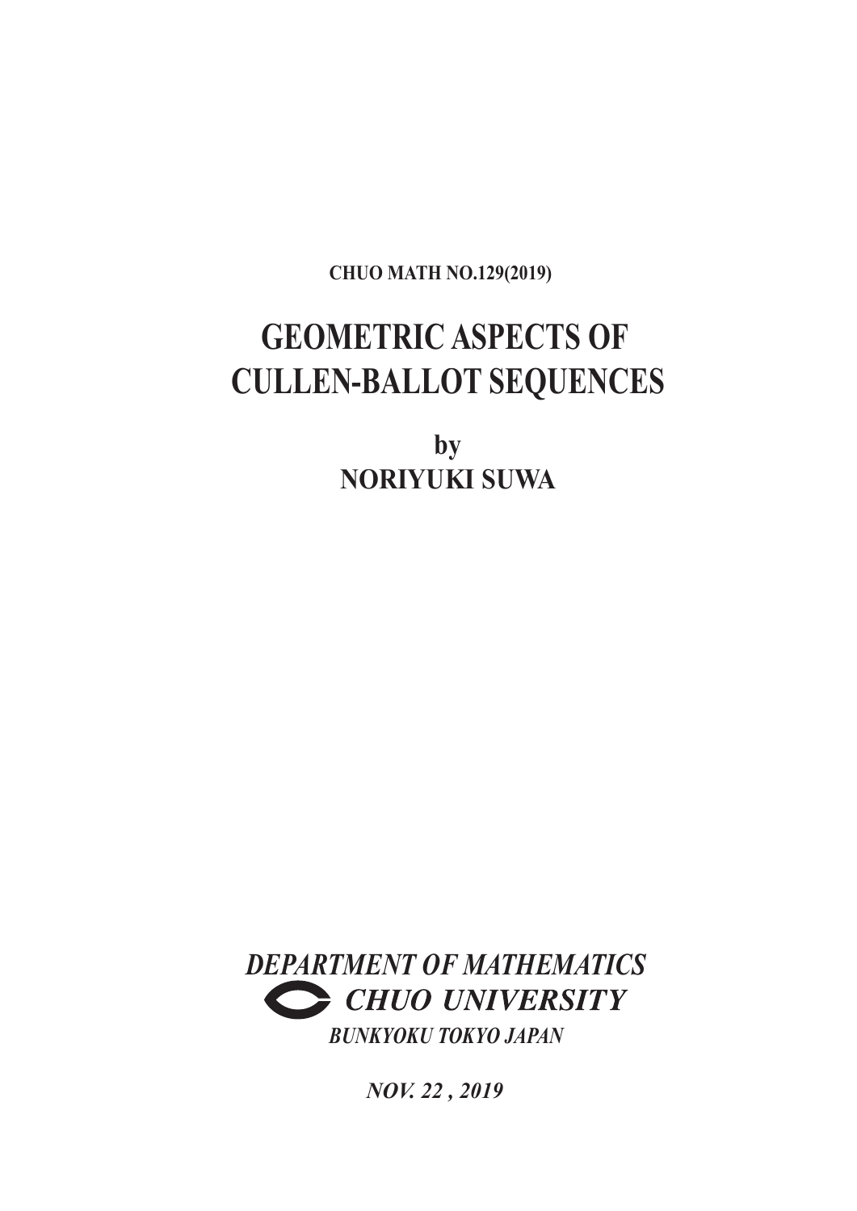**CHUO MATH NO.129(2019)**

# GEOMETRIC ASPECTS OF CULLEN-BALLOT SEQUENCES

**by**

**NORIYUKI SUWA**

***DEPARTMENT OF MATHEMATICS***

***CHUO UNIVERSITY***

***BUNKYOKU TOKYO JAPAN***

***NOV. 22 , 2019***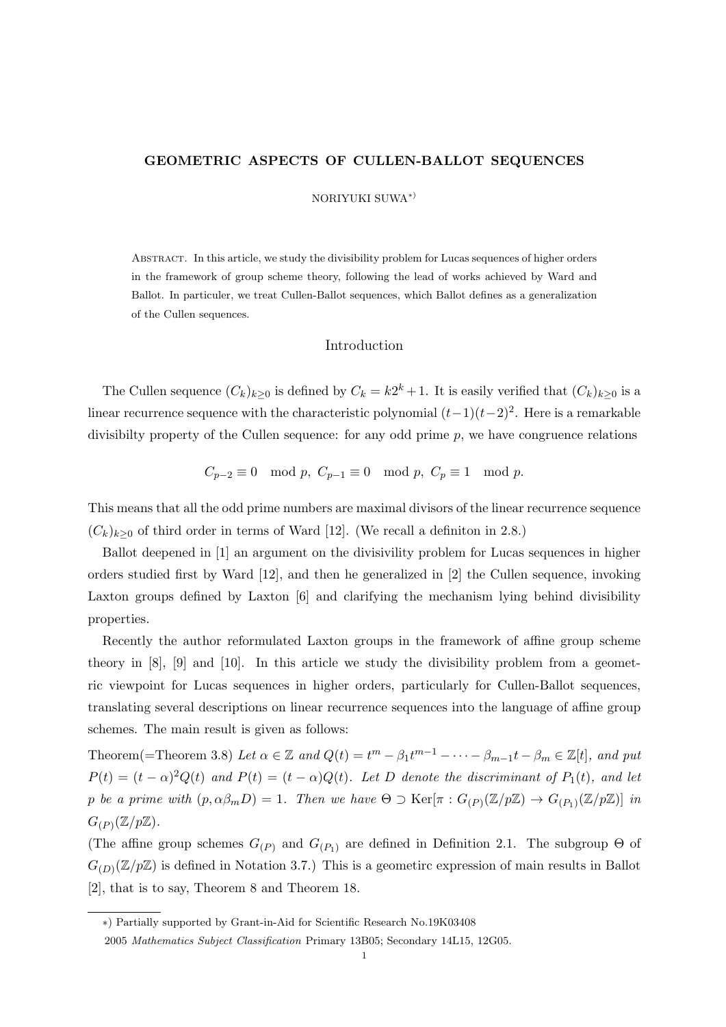**GEOMETRIC ASPECTS OF CULLEN-BALLOT SEQUENCES**

NORIYUKI SUWA*)

Abstract. In this article, we study the divisibility problem for Lucas sequences of higher orders in the framework of group scheme theory, following the lead of works achieved by Ward and Ballot. In particuler, we treat Cullen-Ballot sequences, which Ballot defines as a generalization of the Cullen sequences.

## Introduction

The Cullen sequence $(C_k)_{k\geq 0}$ is defined by $C_k = k2^k + 1$. It is easily verified that $(C_k)_{k\geq 0}$ is a linear recurrence sequence with the characteristic polynomial $(t-1)(t-2)^2$. Here is a remarkable divisibilty property of the Cullen sequence: for any odd prime $p$, we have congruence relations

$$C_{p-2} \equiv 0 \mod p,\ C_{p-1} \equiv 0 \mod p,\ C_p \equiv 1 \mod p.$$

This means that all the odd prime numbers are maximal divisors of the linear recurrence sequence $(C_k)_{k\geq 0}$ of third order in terms of Ward [12]. (We recall a definiton in 2.8.)

Ballot deepened in [1] an argument on the divisivility problem for Lucas sequences in higher orders studied first by Ward [12], and then he generalized in [2] the Cullen sequence, invoking Laxton groups defined by Laxton [6] and clarifying the mechanism lying behind divisibility properties.

Recently the author reformulated Laxton groups in the framework of affine group scheme theory in [8], [9] and [10]. In this article we study the divisibility problem from a geometric viewpoint for Lucas sequences in higher orders, particularly for Cullen-Ballot sequences, translating several descriptions on linear recurrence sequences into the language of affine group schemes. The main result is given as follows:

Theorem(=Theorem 3.8) *Let $\alpha \in \mathbb{Z}$ and $Q(t) = t^m - \beta_1 t^{m-1} - \cdots - \beta_{m-1}t - \beta_m \in \mathbb{Z}[t]$, and put $P(t) = (t-\alpha)^2 Q(t)$ and $P(t) = (t-\alpha)Q(t)$. Let $D$ denote the discriminant of $P_1(t)$, and let $p$ be a prime with $(p, \alpha\beta_m D) = 1$. Then we have $\Theta \supset \mathrm{Ker}[\pi : G_{(P)}(\mathbb{Z}/p\mathbb{Z}) \to G_{(P_1)}(\mathbb{Z}/p\mathbb{Z})]$ in $G_{(P)}(\mathbb{Z}/p\mathbb{Z})$.*

(The affine group schemes $G_{(P)}$ and $G_{(P_1)}$ are defined in Definition 2.1. The subgroup $\Theta$ of $G_{(D)}(\mathbb{Z}/p\mathbb{Z})$ is defined in Notation 3.7.) This is a geometirc expression of main results in Ballot [2], that is to say, Theorem 8 and Theorem 18.

---

*) Partially supported by Grant-in-Aid for Scientific Research No.19K03408

2005 *Mathematics Subject Classification* Primary 13B05; Secondary 14L15, 12G05.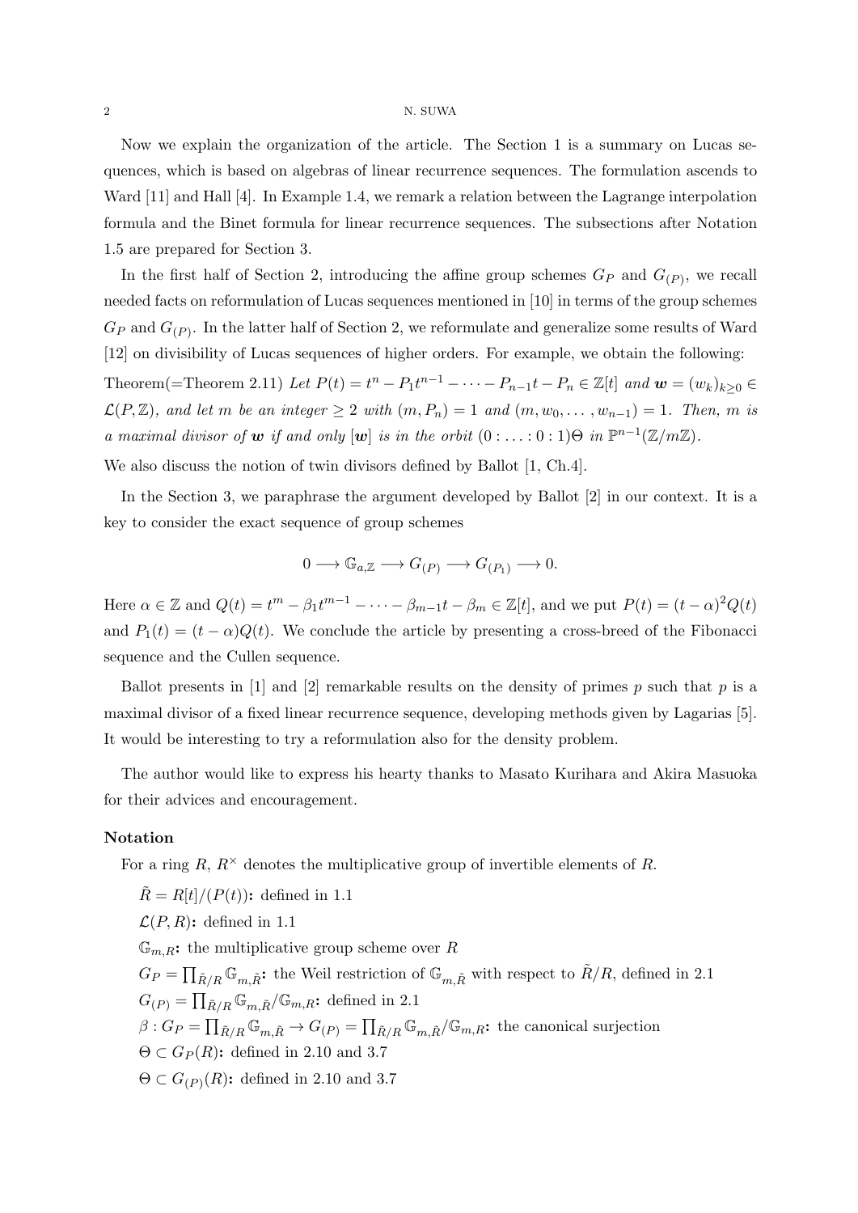Now we explain the organization of the article. The Section 1 is a summary on Lucas sequences, which is based on algebras of linear recurrence sequences. The formulation ascends to Ward [11] and Hall [4]. In Example 1.4, we remark a relation between the Lagrange interpolation formula and the Binet formula for linear recurrence sequences. The subsections after Notation 1.5 are prepared for Section 3.

In the first half of Section 2, introducing the affine group schemes $G_P$ and $G_{(P)}$, we recall needed facts on reformulation of Lucas sequences mentioned in [10] in terms of the group schemes $G_P$ and $G_{(P)}$. In the latter half of Section 2, we reformulate and generalize some results of Ward [12] on divisibility of Lucas sequences of higher orders. For example, we obtain the following:

Theorem(=Theorem 2.11) *Let $P(t) = t^n - P_1t^{n-1} - \cdots - P_{n-1}t - P_n \in \mathbb{Z}[t]$ and $\boldsymbol{w} = (w_k)_{k\geq 0} \in \mathcal{L}(P, \mathbb{Z})$, and let $m$ be an integer $\geq 2$ with $(m, P_n) = 1$ and $(m, w_0, \ldots, w_{n-1}) = 1$. Then, $m$ is a maximal divisor of $\boldsymbol{w}$ if and only $[\boldsymbol{w}]$ is in the orbit $(0 : \ldots : 0 : 1)\Theta$ in $\mathbb{P}^{n-1}(\mathbb{Z}/m\mathbb{Z})$.*

We also discuss the notion of twin divisors defined by Ballot [1, Ch.4].

In the Section 3, we paraphrase the argument developed by Ballot [2] in our context. It is a key to consider the exact sequence of group schemes

$$0 \longrightarrow \mathbb{G}_{a,\mathbb{Z}} \longrightarrow G_{(P)} \longrightarrow G_{(P_1)} \longrightarrow 0.$$

Here $\alpha \in \mathbb{Z}$ and $Q(t) = t^m - \beta_1 t^{m-1} - \cdots - \beta_{m-1}t - \beta_m \in \mathbb{Z}[t]$, and we put $P(t) = (t-\alpha)^2 Q(t)$ and $P_1(t) = (t-\alpha)Q(t)$. We conclude the article by presenting a cross-breed of the Fibonacci sequence and the Cullen sequence.

Ballot presents in [1] and [2] remarkable results on the density of primes $p$ such that $p$ is a maximal divisor of a fixed linear recurrence sequence, developing methods given by Lagarias [5]. It would be interesting to try a reformulation also for the density problem.

The author would like to express his hearty thanks to Masato Kurihara and Akira Masuoka for their advices and encouragement.

**Notation**

For a ring $R$, $R^\times$ denotes the multiplicative group of invertible elements of $R$.

$\tilde{R} = R[t]/(P(t))$**:** defined in 1.1

$\mathcal{L}(P, R)$**:** defined in 1.1

$\mathbb{G}_{m,R}$**:** the multiplicative group scheme over $R$

$G_P = \prod_{\tilde{R}/R} \mathbb{G}_{m,\tilde{R}}$**:** the Weil restriction of $\mathbb{G}_{m,\tilde{R}}$ with respect to $\tilde{R}/R$, defined in 2.1

$G_{(P)} = \prod_{\tilde{R}/R} \mathbb{G}_{m,\tilde{R}}/\mathbb{G}_{m,R}$**:** defined in 2.1

$\beta : G_P = \prod_{\tilde{R}/R} \mathbb{G}_{m,\tilde{R}} \to G_{(P)} = \prod_{\tilde{R}/R} \mathbb{G}_{m,\tilde{R}}/\mathbb{G}_{m,R}$**:** the canonical surjection

$\Theta \subset G_P(R)$**:** defined in 2.10 and 3.7

$\Theta \subset G_{(P)}(R)$**:** defined in 2.10 and 3.7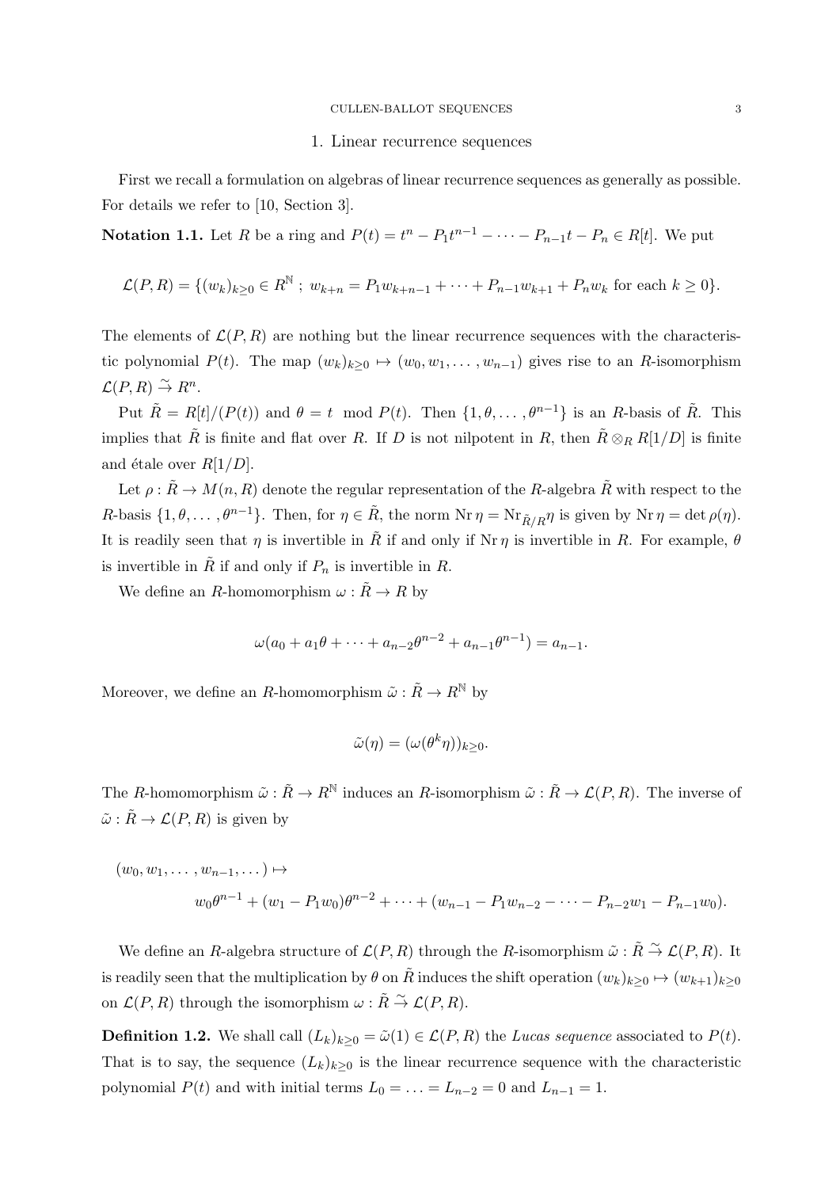## 1. Linear recurrence sequences

First we recall a formulation on algebras of linear recurrence sequences as generally as possible. For details we refer to [10, Section 3].

**Notation 1.1.** Let $R$ be a ring and $P(t) = t^n - P_1 t^{n-1} - \cdots - P_{n-1}t - P_n \in R[t]$. We put

$$\mathcal{L}(P, R) = \{(w_k)_{k\geq 0} \in R^{\mathbb{N}} \ ; \ w_{k+n} = P_1 w_{k+n-1} + \cdots + P_{n-1}w_{k+1} + P_n w_k \text{ for each } k \geq 0\}.$$

The elements of $\mathcal{L}(P, R)$ are nothing but the linear recurrence sequences with the characteristic polynomial $P(t)$. The map $(w_k)_{k\geq 0} \mapsto (w_0, w_1, \ldots, w_{n-1})$ gives rise to an $R$-isomorphism $\mathcal{L}(P, R) \xrightarrow{\sim} R^n$.

Put $\tilde{R} = R[t]/(P(t))$ and $\theta = t \mod P(t)$. Then $\{1, \theta, \ldots, \theta^{n-1}\}$ is an $R$-basis of $\tilde{R}$. This implies that $\tilde{R}$ is finite and flat over $R$. If $D$ is not nilpotent in $R$, then $\tilde{R} \otimes_R R[1/D]$ is finite and étale over $R[1/D]$.

Let $\rho : \tilde{R} \to M(n, R)$ denote the regular representation of the $R$-algebra $\tilde{R}$ with respect to the $R$-basis $\{1, \theta, \ldots, \theta^{n-1}\}$. Then, for $\eta \in \tilde{R}$, the norm $\operatorname{Nr} \eta = \operatorname{Nr}_{\tilde{R}/R} \eta$ is given by $\operatorname{Nr} \eta = \det \rho(\eta)$. It is readily seen that $\eta$ is invertible in $\tilde{R}$ if and only if $\operatorname{Nr} \eta$ is invertible in $R$. For example, $\theta$ is invertible in $\tilde{R}$ if and only if $P_n$ is invertible in $R$.

We define an $R$-homomorphism $\omega : \tilde{R} \to R$ by

$$\omega(a_0 + a_1\theta + \cdots + a_{n-2}\theta^{n-2} + a_{n-1}\theta^{n-1}) = a_{n-1}.$$

Moreover, we define an $R$-homomorphism $\tilde{\omega} : \tilde{R} \to R^{\mathbb{N}}$ by

$$\tilde{\omega}(\eta) = (\omega(\theta^k \eta))_{k\geq 0}.$$

The $R$-homomorphism $\tilde{\omega} : \tilde{R} \to R^{\mathbb{N}}$ induces an $R$-isomorphism $\tilde{\omega} : \tilde{R} \to \mathcal{L}(P, R)$. The inverse of $\tilde{\omega} : \tilde{R} \to \mathcal{L}(P, R)$ is given by

$$\begin{aligned}
&(w_0, w_1, \ldots, w_{n-1}, \ldots) \mapsto \\
&\qquad w_0\theta^{n-1} + (w_1 - P_1 w_0)\theta^{n-2} + \cdots + (w_{n-1} - P_1 w_{n-2} - \cdots - P_{n-2}w_1 - P_{n-1}w_0).
\end{aligned}$$

We define an $R$-algebra structure of $\mathcal{L}(P, R)$ through the $R$-isomorphism $\tilde{\omega} : \tilde{R} \xrightarrow{\sim} \mathcal{L}(P, R)$. It is readily seen that the multiplication by $\theta$ on $\tilde{R}$ induces the shift operation $(w_k)_{k\geq 0} \mapsto (w_{k+1})_{k\geq 0}$ on $\mathcal{L}(P, R)$ through the isomorphism $\omega : \tilde{R} \xrightarrow{\sim} \mathcal{L}(P, R)$.

**Definition 1.2.** We shall call $(L_k)_{k\geq 0} = \tilde{\omega}(1) \in \mathcal{L}(P, R)$ the *Lucas sequence* associated to $P(t)$. That is to say, the sequence $(L_k)_{k\geq 0}$ is the linear recurrence sequence with the characteristic polynomial $P(t)$ and with initial terms $L_0 = \ldots = L_{n-2} = 0$ and $L_{n-1} = 1$.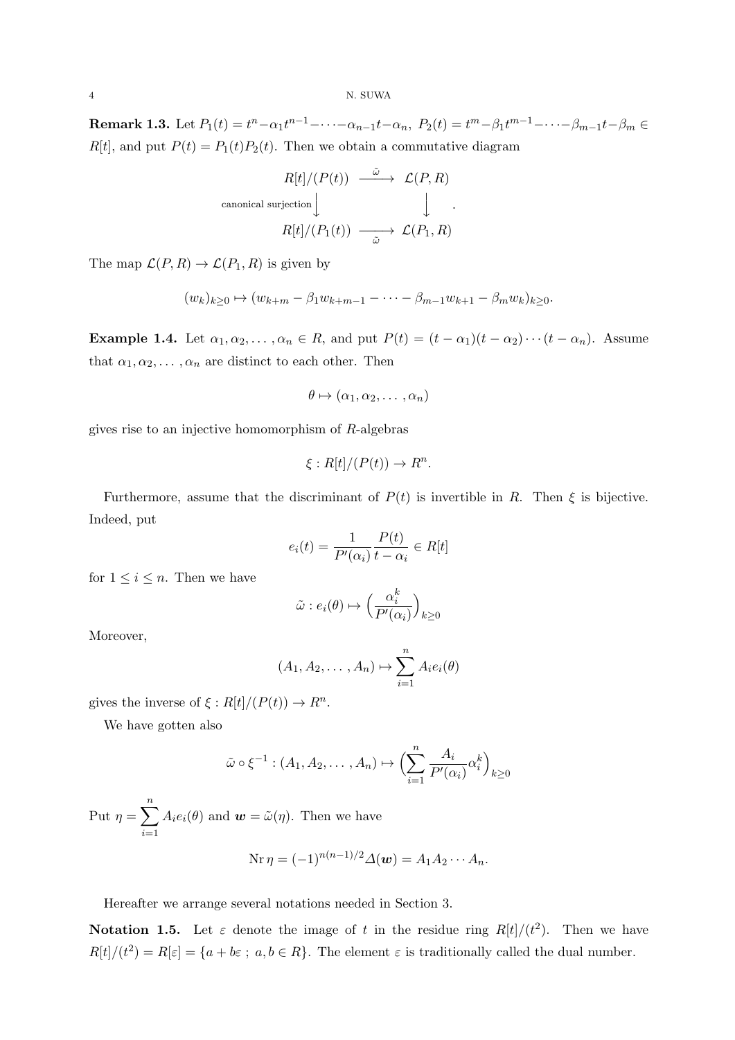**Remark 1.3.** Let $P_1(t) = t^n - \alpha_1 t^{n-1} - \cdots - \alpha_{n-1}t - \alpha_n$, $P_2(t) = t^m - \beta_1 t^{m-1} - \cdots - \beta_{m-1}t - \beta_m \in R[t]$, and put $P(t) = P_1(t)P_2(t)$. Then we obtain a commutative diagram

$$\begin{array}{ccc} R[t]/(P(t)) & \xrightarrow{\tilde{\omega}} & \mathcal{L}(P, R) \\ {\scriptstyle \text{canonical surjection}} \big\downarrow & & \big\downarrow \\ R[t]/(P_1(t)) & \xrightarrow[\tilde{\omega}]{} & \mathcal{L}(P_1, R) \end{array} .$$

The map $\mathcal{L}(P, R) \to \mathcal{L}(P_1, R)$ is given by

$$(w_k)_{k\geq 0} \mapsto (w_{k+m} - \beta_1 w_{k+m-1} - \cdots - \beta_{m-1}w_{k+1} - \beta_m w_k)_{k\geq 0}.$$

**Example 1.4.** Let $\alpha_1, \alpha_2, \ldots, \alpha_n \in R$, and put $P(t) = (t - \alpha_1)(t - \alpha_2)\cdots(t - \alpha_n)$. Assume that $\alpha_1, \alpha_2, \ldots, \alpha_n$ are distinct to each other. Then

$$\theta \mapsto (\alpha_1, \alpha_2, \ldots, \alpha_n)$$

gives rise to an injective homomorphism of $R$-algebras

$$\xi : R[t]/(P(t)) \to R^n.$$

Furthermore, assume that the discriminant of $P(t)$ is invertible in $R$. Then $\xi$ is bijective. Indeed, put

$$e_i(t) = \frac{1}{P'(\alpha_i)} \frac{P(t)}{t - \alpha_i} \in R[t]$$

for $1 \leq i \leq n$. Then we have

$$\tilde{\omega} : e_i(\theta) \mapsto \Big(\frac{\alpha_i^k}{P'(\alpha_i)}\Big)_{k\geq 0}$$

Moreover,

$$(A_1, A_2, \ldots, A_n) \mapsto \sum_{i=1}^{n} A_i e_i(\theta)$$

gives the inverse of $\xi : R[t]/(P(t)) \to R^n$.

We have gotten also

$$\tilde{\omega} \circ \xi^{-1} : (A_1, A_2, \ldots, A_n) \mapsto \Big(\sum_{i=1}^{n} \frac{A_i}{P'(\alpha_i)} \alpha_i^k\Big)_{k\geq 0}$$

Put $\eta = \sum_{i=1}^{n} A_i e_i(\theta)$ and $\boldsymbol{w} = \tilde{\omega}(\eta)$. Then we have

$$\mathrm{Nr}\,\eta = (-1)^{n(n-1)/2} \mathit{\Delta}(\boldsymbol{w}) = A_1 A_2 \cdots A_n.$$

Hereafter we arrange several notations needed in Section 3.

**Notation 1.5.** Let $\varepsilon$ denote the image of $t$ in the residue ring $R[t]/(t^2)$. Then we have $R[t]/(t^2) = R[\varepsilon] = \{a + b\varepsilon \; ; \; a, b \in R\}$. The element $\varepsilon$ is traditionally called the dual number.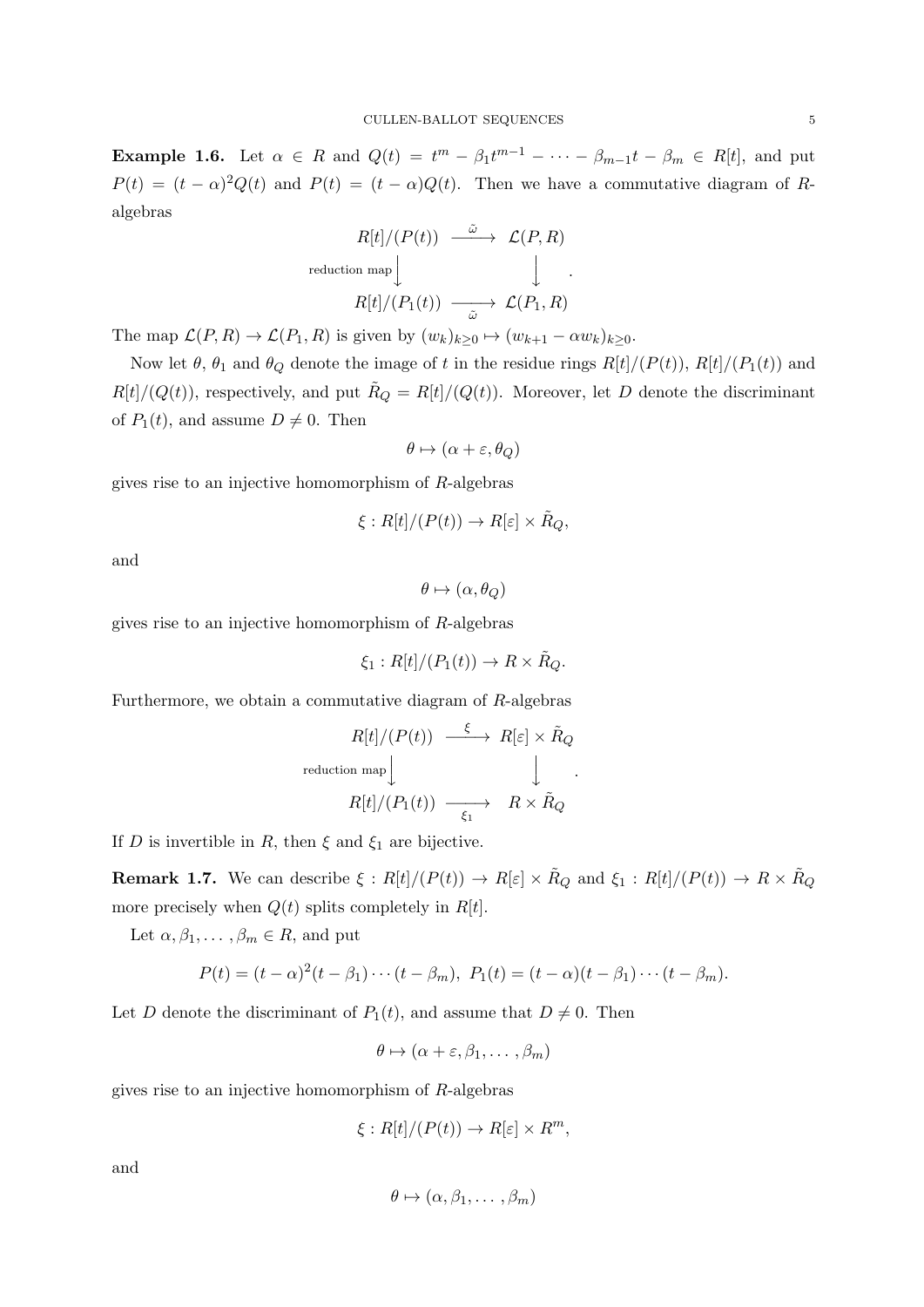**Example 1.6.** Let $\alpha \in R$ and $Q(t) = t^m - \beta_1 t^{m-1} - \cdots - \beta_{m-1}t - \beta_m \in R[t]$, and put $P(t) = (t-\alpha)^2 Q(t)$ and $P(t) = (t-\alpha)Q(t)$. Then we have a commutative diagram of $R$-algebras

$$
\begin{array}{ccc}
R[t]/(P(t)) & \xrightarrow{\tilde{\omega}} & \mathcal{L}(P,R) \\
{\scriptstyle \text{reduction map}}\Big\downarrow & & \Big\downarrow \\
R[t]/(P_1(t)) & \xrightarrow[\tilde{\omega}]{} & \mathcal{L}(P_1,R)
\end{array}.
$$

The map $\mathcal{L}(P,R) \to \mathcal{L}(P_1,R)$ is given by $(w_k)_{k\geq 0} \mapsto (w_{k+1} - \alpha w_k)_{k\geq 0}$.

Now let $\theta$, $\theta_1$ and $\theta_Q$ denote the image of $t$ in the residue rings $R[t]/(P(t))$, $R[t]/(P_1(t))$ and $R[t]/(Q(t))$, respectively, and put $\tilde{R}_Q = R[t]/(Q(t))$. Moreover, let $D$ denote the discriminant of $P_1(t)$, and assume $D \neq 0$. Then

$$\theta \mapsto (\alpha + \varepsilon, \theta_Q)$$

gives rise to an injective homomorphism of $R$-algebras

$$\xi : R[t]/(P(t)) \to R[\varepsilon] \times \tilde{R}_Q,$$

and

$$\theta \mapsto (\alpha, \theta_Q)$$

gives rise to an injective homomorphism of $R$-algebras

$$\xi_1 : R[t]/(P_1(t)) \to R \times \tilde{R}_Q.$$

Furthermore, we obtain a commutative diagram of $R$-algebras

$$
\begin{array}{ccc}
R[t]/(P(t)) & \xrightarrow{\xi} & R[\varepsilon] \times \tilde{R}_Q \\
{\scriptstyle \text{reduction map}}\Big\downarrow & & \Big\downarrow \\
R[t]/(P_1(t)) & \xrightarrow[\xi_1]{} & R \times \tilde{R}_Q
\end{array}.
$$

If $D$ is invertible in $R$, then $\xi$ and $\xi_1$ are bijective.

**Remark 1.7.** We can describe $\xi : R[t]/(P(t)) \to R[\varepsilon] \times \tilde{R}_Q$ and $\xi_1 : R[t]/(P(t)) \to R \times \tilde{R}_Q$ more precisely when $Q(t)$ splits completely in $R[t]$.

Let $\alpha, \beta_1, \ldots, \beta_m \in R$, and put

$$P(t) = (t-\alpha)^2(t-\beta_1)\cdots(t-\beta_m),\ P_1(t) = (t-\alpha)(t-\beta_1)\cdots(t-\beta_m).$$

Let $D$ denote the discriminant of $P_1(t)$, and assume that $D \neq 0$. Then

$$\theta \mapsto (\alpha + \varepsilon, \beta_1, \ldots, \beta_m)$$

gives rise to an injective homomorphism of $R$-algebras

$$\xi : R[t]/(P(t)) \to R[\varepsilon] \times R^m,$$

and

$$\theta \mapsto (\alpha, \beta_1, \ldots, \beta_m)$$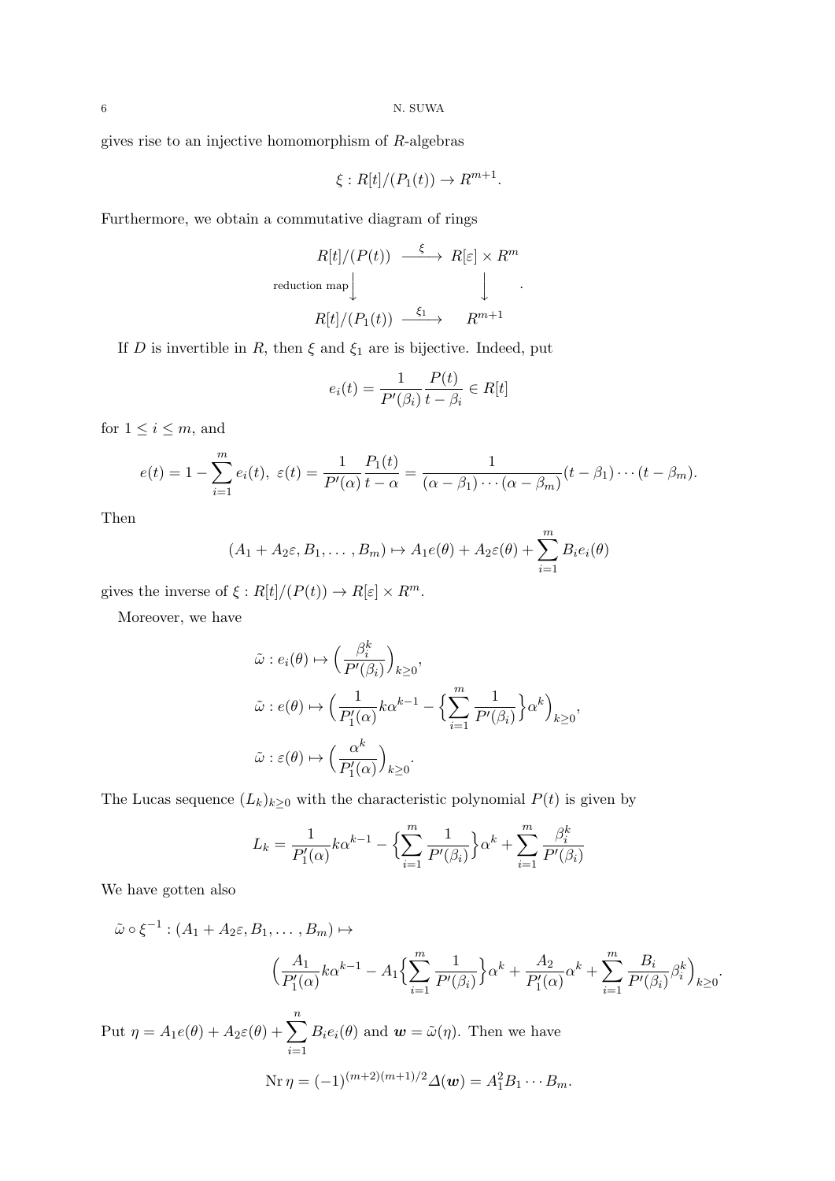gives rise to an injective homomorphism of $R$-algebras

$$\xi : R[t]/(P_1(t)) \to R^{m+1}.$$

Furthermore, we obtain a commutative diagram of rings

$$\begin{array}{ccc} R[t]/(P(t)) & \xrightarrow{\ \xi\ } & R[\varepsilon] \times R^m \\ {\scriptstyle \text{reduction map}}\big\downarrow & & \big\downarrow \\ R[t]/(P_1(t)) & \xrightarrow{\ \xi_1\ } & R^{m+1} \end{array}.$$

If $D$ is invertible in $R$, then $\xi$ and $\xi_1$ are is bijective. Indeed, put

$$e_i(t) = \frac{1}{P'(\beta_i)} \frac{P(t)}{t - \beta_i} \in R[t]$$

for $1 \le i \le m$, and

$$e(t) = 1 - \sum_{i=1}^{m} e_i(t),\ \varepsilon(t) = \frac{1}{P'(\alpha)} \frac{P_1(t)}{t - \alpha} = \frac{1}{(\alpha - \beta_1) \cdots (\alpha - \beta_m)} (t - \beta_1) \cdots (t - \beta_m).$$

Then

$$(A_1 + A_2\varepsilon, B_1, \dots, B_m) \mapsto A_1 e(\theta) + A_2 \varepsilon(\theta) + \sum_{i=1}^{m} B_i e_i(\theta)$$

gives the inverse of $\xi : R[t]/(P(t)) \to R[\varepsilon] \times R^m$.

Moreover, we have

$$\begin{aligned} &\tilde{\omega} : e_i(\theta) \mapsto \Big( \frac{\beta_i^k}{P'(\beta_i)} \Big)_{k \ge 0}, \\ &\tilde{\omega} : e(\theta) \mapsto \Big( \frac{1}{P_1'(\alpha)} k \alpha^{k-1} - \Big\{ \sum_{i=1}^{m} \frac{1}{P'(\beta_i)} \Big\} \alpha^k \Big)_{k \ge 0}, \\ &\tilde{\omega} : \varepsilon(\theta) \mapsto \Big( \frac{\alpha^k}{P_1'(\alpha)} \Big)_{k \ge 0}. \end{aligned}$$

The Lucas sequence $(L_k)_{k \ge 0}$ with the characteristic polynomial $P(t)$ is given by

$$L_k = \frac{1}{P_1'(\alpha)} k \alpha^{k-1} - \Big\{ \sum_{i=1}^{m} \frac{1}{P'(\beta_i)} \Big\} \alpha^k + \sum_{i=1}^{m} \frac{\beta_i^k}{P'(\beta_i)}$$

We have gotten also

$$\begin{aligned} \tilde{\omega} \circ \xi^{-1} : (A_1 + A_2\varepsilon, B_1, \dots, B_m) \mapsto \\ \Big( \frac{A_1}{P_1'(\alpha)} k \alpha^{k-1} - A_1 \Big\{ \sum_{i=1}^{m} \frac{1}{P'(\beta_i)} \Big\} \alpha^k + \frac{A_2}{P_1'(\alpha)} \alpha^k + \sum_{i=1}^{m} \frac{B_i}{P'(\beta_i)} \beta_i^k \Big)_{k \ge 0}. \end{aligned}$$

Put $\eta = A_1 e(\theta) + A_2 \varepsilon(\theta) + \sum_{i=1}^{n} B_i e_i(\theta)$ and $\boldsymbol{w} = \tilde{\omega}(\eta)$. Then we have

$$\operatorname{Nr} \eta = (-1)^{(m+2)(m+1)/2} \Delta(\boldsymbol{w}) = A_1^2 B_1 \cdots B_m.$$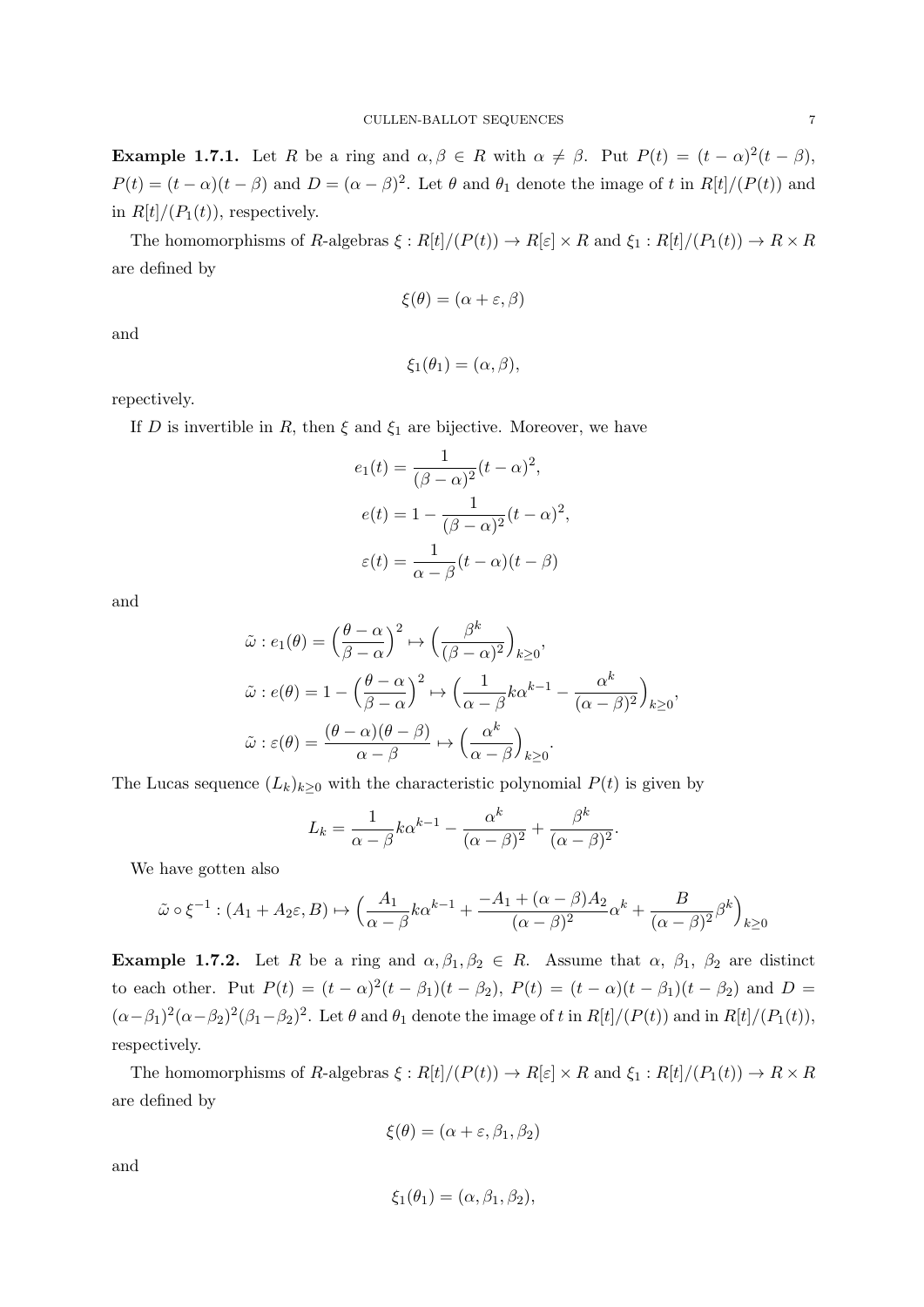**Example 1.7.1.** Let $R$ be a ring and $\alpha, \beta \in R$ with $\alpha \neq \beta$. Put $P(t) = (t-\alpha)^2(t-\beta)$, $P(t) = (t-\alpha)(t-\beta)$ and $D = (\alpha-\beta)^2$. Let $\theta$ and $\theta_1$ denote the image of $t$ in $R[t]/(P(t))$ and in $R[t]/(P_1(t))$, respectively.

The homomorphisms of $R$-algebras $\xi : R[t]/(P(t)) \to R[\varepsilon] \times R$ and $\xi_1 : R[t]/(P_1(t)) \to R \times R$ are defined by

$$\xi(\theta) = (\alpha + \varepsilon, \beta)$$

and

$$\xi_1(\theta_1) = (\alpha, \beta),$$

repectively.

If $D$ is invertible in $R$, then $\xi$ and $\xi_1$ are bijective. Moreover, we have

$$e_1(t) = \frac{1}{(\beta-\alpha)^2}(t-\alpha)^2,$$

$$e(t) = 1 - \frac{1}{(\beta-\alpha)^2}(t-\alpha)^2,$$

$$\varepsilon(t) = \frac{1}{\alpha-\beta}(t-\alpha)(t-\beta)$$

and

$$\tilde{\omega} : e_1(\theta) = \Big(\frac{\theta-\alpha}{\beta-\alpha}\Big)^2 \mapsto \Big(\frac{\beta^k}{(\beta-\alpha)^2}\Big)_{k\geq 0},$$

$$\tilde{\omega} : e(\theta) = 1 - \Big(\frac{\theta-\alpha}{\beta-\alpha}\Big)^2 \mapsto \Big(\frac{1}{\alpha-\beta}k\alpha^{k-1} - \frac{\alpha^k}{(\alpha-\beta)^2}\Big)_{k\geq 0},$$

$$\tilde{\omega} : \varepsilon(\theta) = \frac{(\theta-\alpha)(\theta-\beta)}{\alpha-\beta} \mapsto \Big(\frac{\alpha^k}{\alpha-\beta}\Big)_{k\geq 0}.$$

The Lucas sequence $(L_k)_{k\geq 0}$ with the characteristic polynomial $P(t)$ is given by

$$L_k = \frac{1}{\alpha-\beta}k\alpha^{k-1} - \frac{\alpha^k}{(\alpha-\beta)^2} + \frac{\beta^k}{(\alpha-\beta)^2}.$$

We have gotten also

$$\tilde{\omega} \circ \xi^{-1} : (A_1 + A_2\varepsilon, B) \mapsto \Big(\frac{A_1}{\alpha-\beta}k\alpha^{k-1} + \frac{-A_1 + (\alpha-\beta)A_2}{(\alpha-\beta)^2}\alpha^k + \frac{B}{(\alpha-\beta)^2}\beta^k\Big)_{k\geq 0}$$

**Example 1.7.2.** Let $R$ be a ring and $\alpha, \beta_1, \beta_2 \in R$. Assume that $\alpha$, $\beta_1$, $\beta_2$ are distinct to each other. Put $P(t) = (t-\alpha)^2(t-\beta_1)(t-\beta_2)$, $P(t) = (t-\alpha)(t-\beta_1)(t-\beta_2)$ and $D = (\alpha-\beta_1)^2(\alpha-\beta_2)^2(\beta_1-\beta_2)^2$. Let $\theta$ and $\theta_1$ denote the image of $t$ in $R[t]/(P(t))$ and in $R[t]/(P_1(t))$, respectively.

The homomorphisms of $R$-algebras $\xi : R[t]/(P(t)) \to R[\varepsilon] \times R$ and $\xi_1 : R[t]/(P_1(t)) \to R \times R$ are defined by

$$\xi(\theta) = (\alpha + \varepsilon, \beta_1, \beta_2)$$

and

$$\xi_1(\theta_1) = (\alpha, \beta_1, \beta_2),$$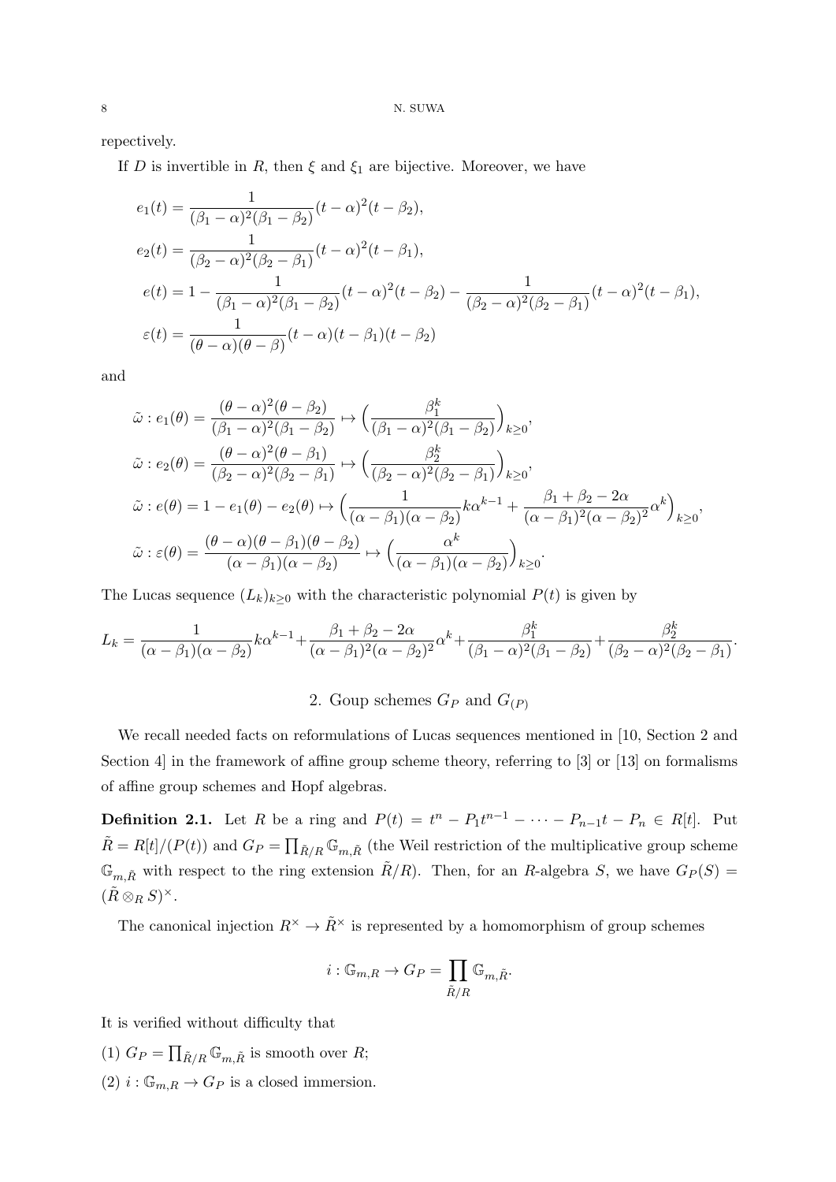repectively.

If $D$ is invertible in $R$, then $\xi$ and $\xi_1$ are bijective. Moreover, we have

$$
\begin{aligned}
e_1(t) &= \frac{1}{(\beta_1-\alpha)^2(\beta_1-\beta_2)}(t-\alpha)^2(t-\beta_2),\\
e_2(t) &= \frac{1}{(\beta_2-\alpha)^2(\beta_2-\beta_1)}(t-\alpha)^2(t-\beta_1),\\
e(t) &= 1-\frac{1}{(\beta_1-\alpha)^2(\beta_1-\beta_2)}(t-\alpha)^2(t-\beta_2)-\frac{1}{(\beta_2-\alpha)^2(\beta_2-\beta_1)}(t-\alpha)^2(t-\beta_1),\\
\varepsilon(t) &= \frac{1}{(\theta-\alpha)(\theta-\beta)}(t-\alpha)(t-\beta_1)(t-\beta_2)
\end{aligned}
$$

and

$$
\begin{aligned}
\tilde{\omega} &: e_1(\theta)=\frac{(\theta-\alpha)^2(\theta-\beta_2)}{(\beta_1-\alpha)^2(\beta_1-\beta_2)} \mapsto \Big(\frac{\beta_1^k}{(\beta_1-\alpha)^2(\beta_1-\beta_2)}\Big)_{k\geq 0},\\
\tilde{\omega} &: e_2(\theta)=\frac{(\theta-\alpha)^2(\theta-\beta_1)}{(\beta_2-\alpha)^2(\beta_2-\beta_1)} \mapsto \Big(\frac{\beta_2^k}{(\beta_2-\alpha)^2(\beta_2-\beta_1)}\Big)_{k\geq 0},\\
\tilde{\omega} &: e(\theta)=1-e_1(\theta)-e_2(\theta) \mapsto \Big(\frac{1}{(\alpha-\beta_1)(\alpha-\beta_2)}k\alpha^{k-1}+\frac{\beta_1+\beta_2-2\alpha}{(\alpha-\beta_1)^2(\alpha-\beta_2)^2}\alpha^k\Big)_{k\geq 0},\\
\tilde{\omega} &: \varepsilon(\theta)=\frac{(\theta-\alpha)(\theta-\beta_1)(\theta-\beta_2)}{(\alpha-\beta_1)(\alpha-\beta_2)} \mapsto \Big(\frac{\alpha^k}{(\alpha-\beta_1)(\alpha-\beta_2)}\Big)_{k\geq 0}.
\end{aligned}
$$

The Lucas sequence $(L_k)_{k\geq 0}$ with the characteristic polynomial $P(t)$ is given by

$$
L_k=\frac{1}{(\alpha-\beta_1)(\alpha-\beta_2)}k\alpha^{k-1}+\frac{\beta_1+\beta_2-2\alpha}{(\alpha-\beta_1)^2(\alpha-\beta_2)^2}\alpha^k+\frac{\beta_1^k}{(\beta_1-\alpha)^2(\beta_1-\beta_2)}+\frac{\beta_2^k}{(\beta_2-\alpha)^2(\beta_2-\beta_1)}.
$$

## 2. Goup schemes $G_P$ and $G_{(P)}$

We recall needed facts on reformulations of Lucas sequences mentioned in [10, Section 2 and Section 4] in the framework of affine group scheme theory, referring to [3] or [13] on formalisms of affine group schemes and Hopf algebras.

**Definition 2.1.** Let $R$ be a ring and $P(t)=t^n-P_1t^{n-1}-\cdots-P_{n-1}t-P_n\in R[t]$. Put $\tilde{R}=R[t]/(P(t))$ and $G_P=\prod_{\tilde{R}/R}\mathbb{G}_{m,\tilde{R}}$ (the Weil restriction of the multiplicative group scheme $\mathbb{G}_{m,\tilde{R}}$ with respect to the ring extension $\tilde{R}/R$). Then, for an $R$-algebra $S$, we have $G_P(S)=(\tilde{R}\otimes_R S)^\times$.

The canonical injection $R^\times\to\tilde{R}^\times$ is represented by a homomorphism of group schemes

$$
i:\mathbb{G}_{m,R}\to G_P=\prod_{\tilde{R}/R}\mathbb{G}_{m,\tilde{R}}.
$$

It is verified without difficulty that

(1) $G_P=\prod_{\tilde{R}/R}\mathbb{G}_{m,\tilde{R}}$ is smooth over $R$;

(2) $i:\mathbb{G}_{m,R}\to G_P$ is a closed immersion.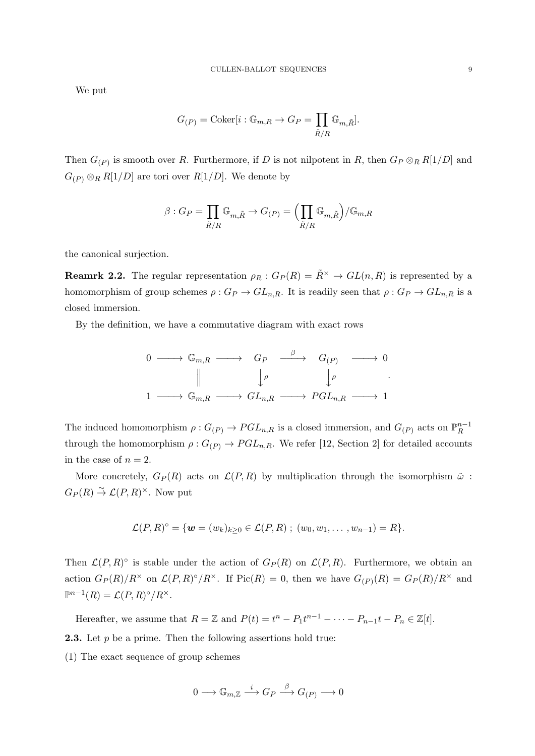We put

$$G_{(P)} = \mathrm{Coker}[i : \mathbb{G}_{m,R} \to G_P = \prod_{\tilde{R}/R} \mathbb{G}_{m,\tilde{R}}].$$

Then $G_{(P)}$ is smooth over $R$. Furthermore, if $D$ is not nilpotent in $R$, then $G_P \otimes_R R[1/D]$ and $G_{(P)} \otimes_R R[1/D]$ are tori over $R[1/D]$. We denote by

$$\beta : G_P = \prod_{\tilde{R}/R} \mathbb{G}_{m,\tilde{R}} \to G_{(P)} = \Big(\prod_{\tilde{R}/R} \mathbb{G}_{m,\tilde{R}}\Big)/\mathbb{G}_{m,R}$$

the canonical surjection.

**Reamrk 2.2.** The regular representation $\rho_R : G_P(R) = \tilde{R}^\times \to GL(n, R)$ is represented by a homomorphism of group schemes $\rho : G_P \to GL_{n,R}$. It is readily seen that $\rho : G_P \to GL_{n,R}$ is a closed immersion.

By the definition, we have a commutative diagram with exact rows

$$\begin{array}{ccccccccc}
0 & \longrightarrow & \mathbb{G}_{m,R} & \longrightarrow & G_P & \stackrel{\beta}{\longrightarrow} & G_{(P)} & \longrightarrow & 0 \\
 & & \| & & \downarrow \rho & & \downarrow \rho & & \\
1 & \longrightarrow & \mathbb{G}_{m,R} & \longrightarrow & GL_{n,R} & \longrightarrow & PGL_{n,R} & \longrightarrow & 1
\end{array}.$$

The induced homomorphism $\rho : G_{(P)} \to PGL_{n,R}$ is a closed immersion, and $G_{(P)}$ acts on $\mathbb{P}^{n-1}_R$ through the homomorphism $\rho : G_{(P)} \to PGL_{n,R}$. We refer [12, Section 2] for detailed accounts in the case of $n = 2$.

More concretely, $G_P(R)$ acts on $\mathcal{L}(P, R)$ by multiplication through the isomorphism $\tilde{\omega} : G_P(R) \xrightarrow{\sim} \mathcal{L}(P, R)^\times$. Now put

$$\mathcal{L}(P, R)^\circ = \{\boldsymbol{w} = (w_k)_{k \geq 0} \in \mathcal{L}(P, R) \,;\, (w_0, w_1, \dots , w_{n-1}) = R\}.$$

Then $\mathcal{L}(P, R)^\circ$ is stable under the action of $G_P(R)$ on $\mathcal{L}(P, R)$. Furthermore, we obtain an action $G_P(R)/R^\times$ on $\mathcal{L}(P, R)^\circ/R^\times$. If $\mathrm{Pic}(R) = 0$, then we have $G_{(P)}(R) = G_P(R)/R^\times$ and $\mathbb{P}^{n-1}(R) = \mathcal{L}(P, R)^\circ/R^\times$.

Hereafter, we assume that $R = \mathbb{Z}$ and $P(t) = t^n - P_1t^{n-1} - \cdots - P_{n-1}t - P_n \in \mathbb{Z}[t]$.

**2.3.** Let $p$ be a prime. Then the following assertions hold true:

(1) The exact sequence of group schemes

$$0 \longrightarrow \mathbb{G}_{m,\mathbb{Z}} \stackrel{i}{\longrightarrow} G_P \stackrel{\beta}{\longrightarrow} G_{(P)} \longrightarrow 0$$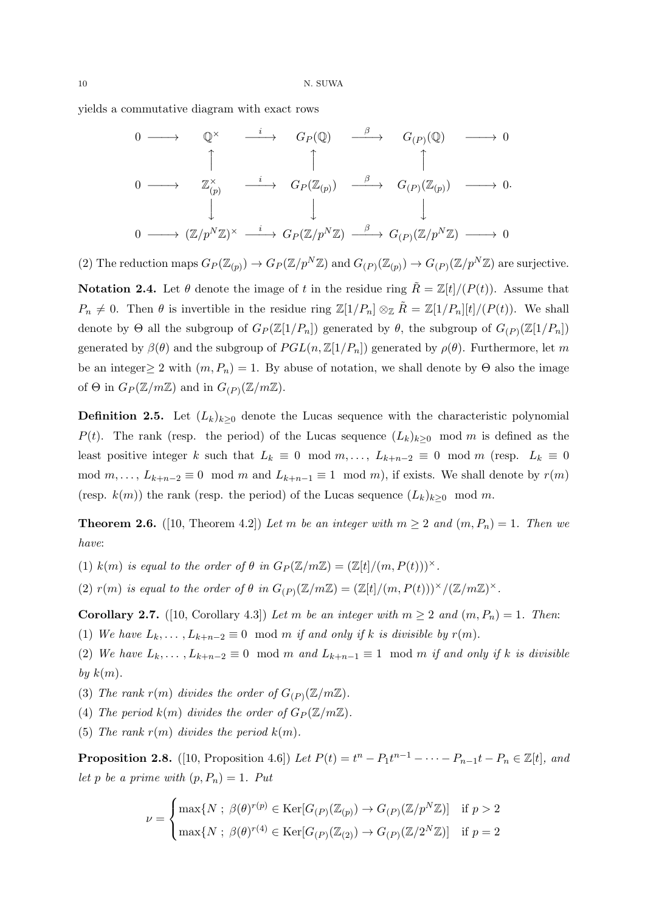yields a commutative diagram with exact rows

$$
\begin{array}{ccccccccc}
0 & \longrightarrow & \mathbb{Q}^\times & \xrightarrow{i} & G_P(\mathbb{Q}) & \xrightarrow{\beta} & G_{(P)}(\mathbb{Q}) & \longrightarrow & 0 \\
 & & \uparrow & & \uparrow & & \uparrow & & \\
0 & \longrightarrow & \mathbb{Z}_{(p)}^\times & \xrightarrow{i} & G_P(\mathbb{Z}_{(p)}) & \xrightarrow{\beta} & G_{(P)}(\mathbb{Z}_{(p)}) & \longrightarrow & 0. \\
 & & \downarrow & & \downarrow & & \downarrow & & \\
0 & \longrightarrow & (\mathbb{Z}/p^N\mathbb{Z})^\times & \xrightarrow{i} & G_P(\mathbb{Z}/p^N\mathbb{Z}) & \xrightarrow{\beta} & G_{(P)}(\mathbb{Z}/p^N\mathbb{Z}) & \longrightarrow & 0
\end{array}
$$

(2) The reduction maps $G_P(\mathbb{Z}_{(p)}) \to G_P(\mathbb{Z}/p^N\mathbb{Z})$ and $G_{(P)}(\mathbb{Z}_{(p)}) \to G_{(P)}(\mathbb{Z}/p^N\mathbb{Z})$ are surjective.

**Notation 2.4.** Let $\theta$ denote the image of $t$ in the residue ring $\tilde{R} = \mathbb{Z}[t]/(P(t))$. Assume that $P_n \neq 0$. Then $\theta$ is invertible in the residue ring $\mathbb{Z}[1/P_n] \otimes_{\mathbb{Z}} \tilde{R} = \mathbb{Z}[1/P_n][t]/(P(t))$. We shall denote by $\Theta$ all the subgroup of $G_P(\mathbb{Z}[1/P_n])$ generated by $\theta$, the subgroup of $G_{(P)}(\mathbb{Z}[1/P_n])$ generated by $\beta(\theta)$ and the subgroup of $PGL(n, \mathbb{Z}[1/P_n])$ generated by $\rho(\theta)$. Furthermore, let $m$ be an integer$\geq 2$ with $(m, P_n) = 1$. By abuse of notation, we shall denote by $\Theta$ also the image of $\Theta$ in $G_P(\mathbb{Z}/m\mathbb{Z})$ and in $G_{(P)}(\mathbb{Z}/m\mathbb{Z})$.

**Definition 2.5.** Let $(L_k)_{k\geq 0}$ denote the Lucas sequence with the characteristic polynomial $P(t)$. The rank (resp. the period) of the Lucas sequence $(L_k)_{k\geq 0} \mod m$ is defined as the least positive integer $k$ such that $L_k \equiv 0 \mod m, \ldots, L_{k+n-2} \equiv 0 \mod m$ (resp. $L_k \equiv 0 \mod m, \ldots, L_{k+n-2} \equiv 0 \mod m$ and $L_{k+n-1} \equiv 1 \mod m$), if exists. We shall denote by $r(m)$ (resp. $k(m)$) the rank (resp. the period) of the Lucas sequence $(L_k)_{k\geq 0} \mod m$.

**Theorem 2.6.** ([10, Theorem 4.2]) *Let $m$ be an integer with $m \geq 2$ and $(m, P_n) = 1$. Then we have*:

(1) *$k(m)$ is equal to the order of $\theta$ in $G_P(\mathbb{Z}/m\mathbb{Z}) = (\mathbb{Z}[t]/(m, P(t)))^\times$.*

(2) *$r(m)$ is equal to the order of $\theta$ in $G_{(P)}(\mathbb{Z}/m\mathbb{Z}) = (\mathbb{Z}[t]/(m, P(t)))^\times/(\mathbb{Z}/m\mathbb{Z})^\times$.*

**Corollary 2.7.** ([10, Corollary 4.3]) *Let $m$ be an integer with $m \geq 2$ and $(m, P_n) = 1$. Then*:

(1) *We have $L_k, \ldots, L_{k+n-2} \equiv 0 \mod m$ if and only if $k$ is divisible by $r(m)$.*

(2) *We have $L_k, \ldots, L_{k+n-2} \equiv 0 \mod m$ and $L_{k+n-1} \equiv 1 \mod m$ if and only if $k$ is divisible by $k(m)$.*

(3) *The rank $r(m)$ divides the order of $G_{(P)}(\mathbb{Z}/m\mathbb{Z})$.*

(4) *The period $k(m)$ divides the order of $G_P(\mathbb{Z}/m\mathbb{Z})$.*

(5) *The rank $r(m)$ divides the period $k(m)$.*

**Proposition 2.8.** ([10, Proposition 4.6]) *Let $P(t) = t^n - P_1t^{n-1} - \cdots - P_{n-1}t - P_n \in \mathbb{Z}[t]$, and let $p$ be a prime with $(p, P_n) = 1$. Put*

$$
\nu = \begin{cases} \max\{N \ ; \ \beta(\theta)^{r(p)} \in \mathrm{Ker}[G_{(P)}(\mathbb{Z}_{(p)}) \to G_{(P)}(\mathbb{Z}/p^N\mathbb{Z})] & \text{if } p > 2 \\ \max\{N \ ; \ \beta(\theta)^{r(4)} \in \mathrm{Ker}[G_{(P)}(\mathbb{Z}_{(2)}) \to G_{(P)}(\mathbb{Z}/2^N\mathbb{Z})] & \text{if } p = 2 \end{cases}
$$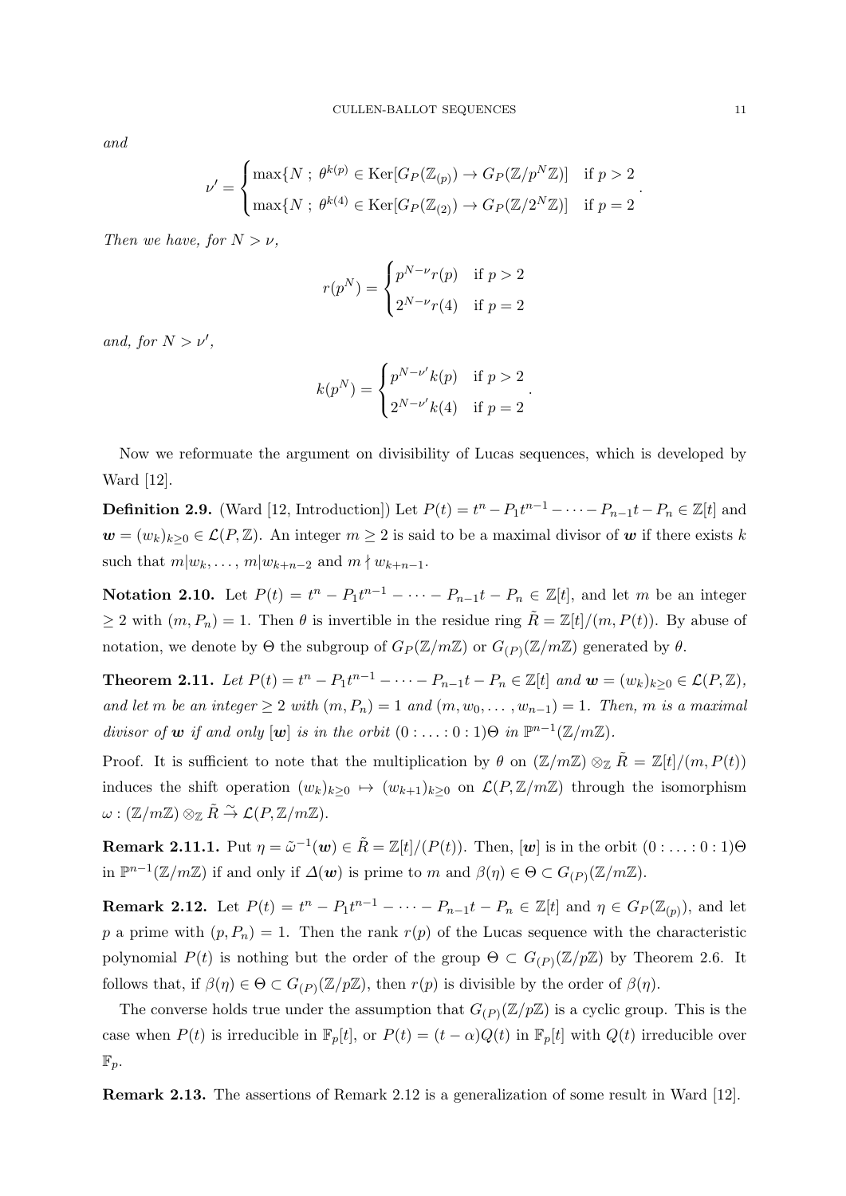*and*

$$\nu' = \begin{cases} \max\{N \ ; \ \theta^{k(p)} \in \operatorname{Ker}[G_P(\mathbb{Z}_{(p)}) \to G_P(\mathbb{Z}/p^N\mathbb{Z})] & \text{if } p > 2 \\ \max\{N \ ; \ \theta^{k(4)} \in \operatorname{Ker}[G_P(\mathbb{Z}_{(2)}) \to G_P(\mathbb{Z}/2^N\mathbb{Z})] & \text{if } p = 2 \end{cases}.$$

*Then we have, for* $N > \nu$,

$$r(p^N) = \begin{cases} p^{N-\nu} r(p) & \text{if } p > 2 \\ 2^{N-\nu} r(4) & \text{if } p = 2 \end{cases}$$

*and, for* $N > \nu'$,

$$k(p^N) = \begin{cases} p^{N-\nu'} k(p) & \text{if } p > 2 \\ 2^{N-\nu'} k(4) & \text{if } p = 2 \end{cases}.$$

Now we reformuate the argument on divisibility of Lucas sequences, which is developed by Ward [12].

**Definition 2.9.** (Ward [12, Introduction]) Let $P(t) = t^n - P_1 t^{n-1} - \cdots - P_{n-1} t - P_n \in \mathbb{Z}[t]$ and $\boldsymbol{w} = (w_k)_{k \geq 0} \in \mathcal{L}(P, \mathbb{Z})$. An integer $m \geq 2$ is said to be a maximal divisor of $\boldsymbol{w}$ if there exists $k$ such that $m | w_k, \ldots, m | w_{k+n-2}$ and $m \nmid w_{k+n-1}$.

**Notation 2.10.** Let $P(t) = t^n - P_1 t^{n-1} - \cdots - P_{n-1} t - P_n \in \mathbb{Z}[t]$, and let $m$ be an integer $\geq 2$ with $(m, P_n) = 1$. Then $\theta$ is invertible in the residue ring $\tilde{R} = \mathbb{Z}[t]/(m, P(t))$. By abuse of notation, we denote by $\Theta$ the subgroup of $G_P(\mathbb{Z}/m\mathbb{Z})$ or $G_{(P)}(\mathbb{Z}/m\mathbb{Z})$ generated by $\theta$.

**Theorem 2.11.** *Let* $P(t) = t^n - P_1 t^{n-1} - \cdots - P_{n-1} t - P_n \in \mathbb{Z}[t]$ *and* $\boldsymbol{w} = (w_k)_{k \geq 0} \in \mathcal{L}(P, \mathbb{Z})$, *and let* $m$ *be an integer* $\geq 2$ *with* $(m, P_n) = 1$ *and* $(m, w_0, \ldots, w_{n-1}) = 1$. *Then,* $m$ *is a maximal divisor of* $\boldsymbol{w}$ *if and only if* $[\boldsymbol{w}]$ *is in the orbit* $(0 : \ldots : 0 : 1)\Theta$ *in* $\mathbb{P}^{n-1}(\mathbb{Z}/m\mathbb{Z})$.

Proof. It is sufficient to note that the multiplication by $\theta$ on $(\mathbb{Z}/m\mathbb{Z}) \otimes_{\mathbb{Z}} \tilde{R} = \mathbb{Z}[t]/(m, P(t))$ induces the shift operation $(w_k)_{k \geq 0} \mapsto (w_{k+1})_{k \geq 0}$ on $\mathcal{L}(P, \mathbb{Z}/m\mathbb{Z})$ through the isomorphism $\omega : (\mathbb{Z}/m\mathbb{Z}) \otimes_{\mathbb{Z}} \tilde{R} \xrightarrow{\sim} \mathcal{L}(P, \mathbb{Z}/m\mathbb{Z})$.

**Remark 2.11.1.** Put $\eta = \tilde{\omega}^{-1}(\boldsymbol{w}) \in \tilde{R} = \mathbb{Z}[t]/(P(t))$. Then, $[\boldsymbol{w}]$ is in the orbit $(0 : \ldots : 0 : 1)\Theta$ in $\mathbb{P}^{n-1}(\mathbb{Z}/m\mathbb{Z})$ if and only if $\Delta(\boldsymbol{w})$ is prime to $m$ and $\beta(\eta) \in \Theta \subset G_{(P)}(\mathbb{Z}/m\mathbb{Z})$.

**Remark 2.12.** Let $P(t) = t^n - P_1 t^{n-1} - \cdots - P_{n-1} t - P_n \in \mathbb{Z}[t]$ and $\eta \in G_P(\mathbb{Z}_{(p)})$, and let $p$ a prime with $(p, P_n) = 1$. Then the rank $r(p)$ of the Lucas sequence with the characteristic polynomial $P(t)$ is nothing but the order of the group $\Theta \subset G_{(P)}(\mathbb{Z}/p\mathbb{Z})$ by Theorem 2.6. It follows that, if $\beta(\eta) \in \Theta \subset G_{(P)}(\mathbb{Z}/p\mathbb{Z})$, then $r(p)$ is divisible by the order of $\beta(\eta)$.

The converse holds true under the assumption that $G_{(P)}(\mathbb{Z}/p\mathbb{Z})$ is a cyclic group. This is the case when $P(t)$ is irreducible in $\mathbb{F}_p[t]$, or $P(t) = (t - \alpha)Q(t)$ in $\mathbb{F}_p[t]$ with $Q(t)$ irreducible over $\mathbb{F}_p$.

**Remark 2.13.** The assertions of Remark 2.12 is a generalization of some result in Ward [12].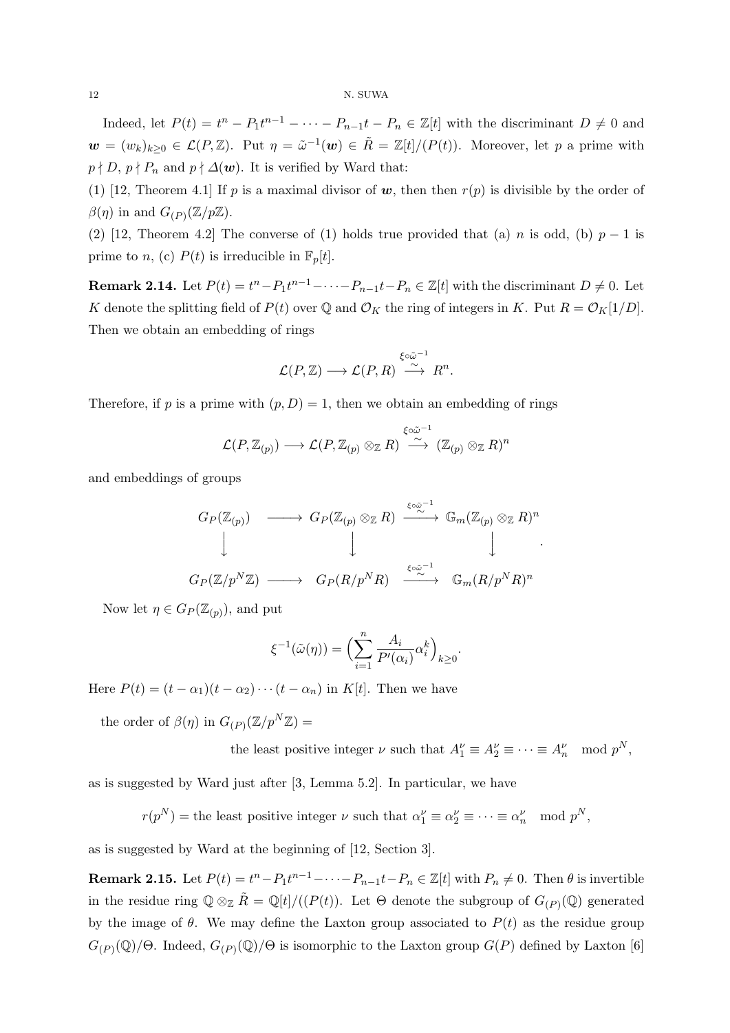Indeed, let $P(t) = t^n - P_1t^{n-1} - \cdots - P_{n-1}t - P_n \in \mathbb{Z}[t]$ with the discriminant $D \neq 0$ and $\boldsymbol{w} = (w_k)_{k\geq 0} \in \mathcal{L}(P, \mathbb{Z})$. Put $\eta = \tilde{\omega}^{-1}(\boldsymbol{w}) \in \tilde{R} = \mathbb{Z}[t]/(P(t))$. Moreover, let $p$ a prime with $p \nmid D$, $p \nmid P_n$ and $p \nmid \Delta(\boldsymbol{w})$. It is verified by Ward that:

(1) [12, Theorem 4.1] If $p$ is a maximal divisor of $\boldsymbol{w}$, then then $r(p)$ is divisible by the order of $\beta(\eta)$ in and $G_{(P)}(\mathbb{Z}/p\mathbb{Z})$.

(2) [12, Theorem 4.2] The converse of (1) holds true provided that (a) $n$ is odd, (b) $p-1$ is prime to $n$, (c) $P(t)$ is irreducible in $\mathbb{F}_p[t]$.

**Remark 2.14.** Let $P(t) = t^n - P_1t^{n-1} - \cdots - P_{n-1}t - P_n \in \mathbb{Z}[t]$ with the discriminant $D \neq 0$. Let $K$ denote the splitting field of $P(t)$ over $\mathbb{Q}$ and $\mathcal{O}_K$ the ring of integers in $K$. Put $R = \mathcal{O}_K[1/D]$. Then we obtain an embedding of rings

$$\mathcal{L}(P, \mathbb{Z}) \longrightarrow \mathcal{L}(P, R) \overset{\xi\circ\tilde{\omega}^{-1}}{\underset{\sim}{\longrightarrow}} R^n.$$

Therefore, if $p$ is a prime with $(p, D) = 1$, then we obtain an embedding of rings

$$\mathcal{L}(P, \mathbb{Z}_{(p)}) \longrightarrow \mathcal{L}(P, \mathbb{Z}_{(p)} \otimes_{\mathbb{Z}} R) \overset{\xi\circ\tilde{\omega}^{-1}}{\underset{\sim}{\longrightarrow}} (\mathbb{Z}_{(p)} \otimes_{\mathbb{Z}} R)^n$$

and embeddings of groups

$$\begin{array}{ccccc}
G_P(\mathbb{Z}_{(p)}) & \longrightarrow & G_P(\mathbb{Z}_{(p)} \otimes_{\mathbb{Z}} R) & \overset{\xi\circ\tilde{\omega}^{-1}}{\underset{\sim}{\longrightarrow}} & \mathbb{G}_m(\mathbb{Z}_{(p)} \otimes_{\mathbb{Z}} R)^n \\
\downarrow & & \downarrow & & \downarrow \\
G_P(\mathbb{Z}/p^N\mathbb{Z}) & \longrightarrow & G_P(R/p^N R) & \overset{\xi\circ\tilde{\omega}^{-1}}{\underset{\sim}{\longrightarrow}} & \mathbb{G}_m(R/p^N R)^n
\end{array}.$$

Now let $\eta \in G_P(\mathbb{Z}_{(p)})$, and put

$$\xi^{-1}(\tilde{\omega}(\eta)) = \Big(\sum_{i=1}^{n} \frac{A_i}{P'(\alpha_i)}\alpha_i^k\Big)_{k\geq 0}.$$

Here $P(t) = (t-\alpha_1)(t-\alpha_2)\cdots(t-\alpha_n)$ in $K[t]$. Then we have

the order of $\beta(\eta)$ in $G_{(P)}(\mathbb{Z}/p^N\mathbb{Z}) =$

the least positive integer $\nu$ such that $A_1^\nu \equiv A_2^\nu \equiv \cdots \equiv A_n^\nu \mod p^N$,

as is suggested by Ward just after [3, Lemma 5.2]. In particular, we have

$$r(p^N) = \text{the least positive integer } \nu \text{ such that } \alpha_1^\nu \equiv \alpha_2^\nu \equiv \cdots \equiv \alpha_n^\nu \mod p^N,$$

as is suggested by Ward at the beginning of [12, Section 3].

**Remark 2.15.** Let $P(t) = t^n - P_1t^{n-1} - \cdots - P_{n-1}t - P_n \in \mathbb{Z}[t]$ with $P_n \neq 0$. Then $\theta$ is invertible in the residue ring $\mathbb{Q} \otimes_{\mathbb{Z}} \tilde{R} = \mathbb{Q}[t]/((P(t))$. Let $\Theta$ denote the subgroup of $G_{(P)}(\mathbb{Q})$ generated by the image of $\theta$. We may define the Laxton group associated to $P(t)$ as the residue group $G_{(P)}(\mathbb{Q})/\Theta$. Indeed, $G_{(P)}(\mathbb{Q})/\Theta$ is isomorphic to the Laxton group $G(P)$ defined by Laxton [6]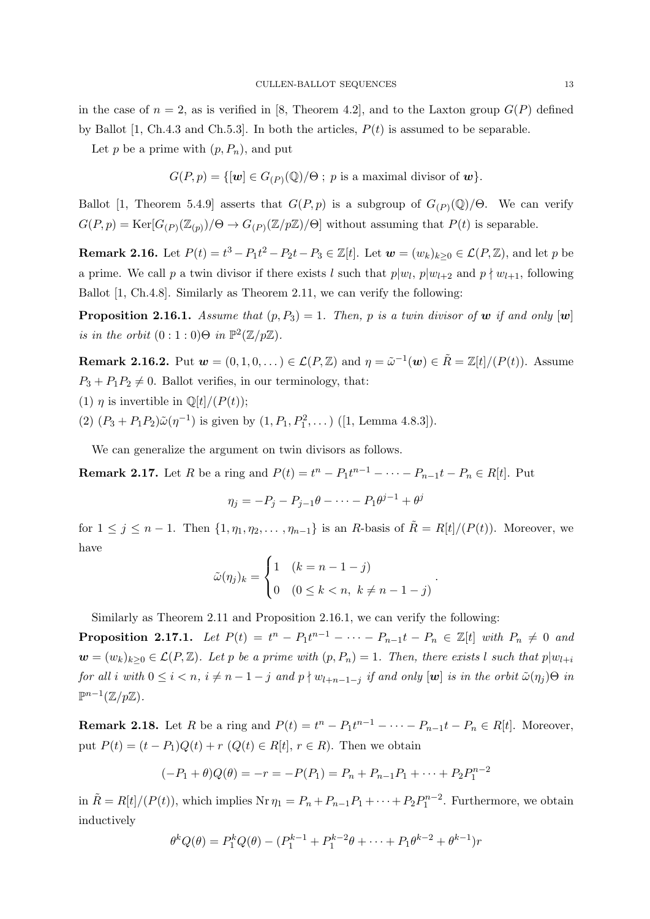in the case of $n = 2$, as is verified in [8, Theorem 4.2], and to the Laxton group $G(P)$ defined by Ballot [1, Ch.4.3 and Ch.5.3]. In both the articles, $P(t)$ is assumed to be separable.

Let $p$ be a prime with $(p, P_n)$, and put

$$G(P, p) = \{[\boldsymbol{w}] \in G_{(P)}(\mathbb{Q})/\Theta \ ; \ p \text{ is a maximal divisor of } \boldsymbol{w}\}.$$

Ballot [1, Theorem 5.4.9] asserts that $G(P, p)$ is a subgroup of $G_{(P)}(\mathbb{Q})/\Theta$. We can verify $G(P, p) = \mathrm{Ker}[G_{(P)}(\mathbb{Z}_{(p)})/\Theta \to G_{(P)}(\mathbb{Z}/p\mathbb{Z})/\Theta]$ without assuming that $P(t)$ is separable.

**Remark 2.16.** Let $P(t) = t^3 - P_1 t^2 - P_2 t - P_3 \in \mathbb{Z}[t]$. Let $\boldsymbol{w} = (w_k)_{k \geq 0} \in \mathcal{L}(P, \mathbb{Z})$, and let $p$ be a prime. We call $p$ a twin divisor if there exists $l$ such that $p | w_l$, $p | w_{l+2}$ and $p \nmid w_{l+1}$, following Ballot [1, Ch.4.8]. Similarly as Theorem 2.11, we can verify the following:

**Proposition 2.16.1.** *Assume that $(p, P_3) = 1$. Then, $p$ is a twin divisor of $\boldsymbol{w}$ if and only $[\boldsymbol{w}]$ is in the orbit $(0 : 1 : 0)\Theta$ in $\mathbb{P}^2(\mathbb{Z}/p\mathbb{Z})$.*

**Remark 2.16.2.** Put $\boldsymbol{w} = (0, 1, 0, \dots) \in \mathcal{L}(P, \mathbb{Z})$ and $\eta = \tilde{\omega}^{-1}(\boldsymbol{w}) \in \tilde{R} = \mathbb{Z}[t]/(P(t))$. Assume $P_3 + P_1 P_2 \neq 0$. Ballot verifies, in our terminology, that:
(1) $\eta$ is invertible in $\mathbb{Q}[t]/(P(t))$;
(2) $(P_3 + P_1 P_2)\tilde{\omega}(\eta^{-1})$ is given by $(1, P_1, P_1^2, \dots)$ ([1, Lemma 4.8.3]).

We can generalize the argument on twin divisors as follows.

**Remark 2.17.** Let $R$ be a ring and $P(t) = t^n - P_1 t^{n-1} - \cdots - P_{n-1} t - P_n \in R[t]$. Put

$$\eta_j = -P_j - P_{j-1}\theta - \cdots - P_1 \theta^{j-1} + \theta^j$$

for $1 \leq j \leq n-1$. Then $\{1, \eta_1, \eta_2, \dots, \eta_{n-1}\}$ is an $R$-basis of $\tilde{R} = R[t]/(P(t))$. Moreover, we have

$$\tilde{\omega}(\eta_j)_k = \begin{cases} 1 & (k = n-1-j) \\ 0 & (0 \leq k < n, \ k \neq n-1-j) \end{cases}.$$

Similarly as Theorem 2.11 and Proposition 2.16.1, we can verify the following:

**Proposition 2.17.1.** *Let $P(t) = t^n - P_1 t^{n-1} - \cdots - P_{n-1} t - P_n \in \mathbb{Z}[t]$ with $P_n \neq 0$ and $\boldsymbol{w} = (w_k)_{k \geq 0} \in \mathcal{L}(P, \mathbb{Z})$. Let $p$ be a prime with $(p, P_n) = 1$. Then, there exists $l$ such that $p | w_{l+i}$ for all $i$ with $0 \leq i < n$, $i \neq n-1-j$ and $p \nmid w_{l+n-1-j}$ if and only $[\boldsymbol{w}]$ is in the orbit $\tilde{\omega}(\eta_j)\Theta$ in $\mathbb{P}^{n-1}(\mathbb{Z}/p\mathbb{Z})$.*

**Remark 2.18.** Let $R$ be a ring and $P(t) = t^n - P_1 t^{n-1} - \cdots - P_{n-1} t - P_n \in R[t]$. Moreover, put $P(t) = (t - P_1)Q(t) + r$ $(Q(t) \in R[t], r \in R)$. Then we obtain

$$(-P_1 + \theta)Q(\theta) = -r = -P(P_1) = P_n + P_{n-1}P_1 + \cdots + P_2 P_1^{n-2}$$

in $\tilde{R} = R[t]/(P(t))$, which implies $\mathrm{Nr}\, \eta_1 = P_n + P_{n-1}P_1 + \cdots + P_2 P_1^{n-2}$. Furthermore, we obtain inductively

$$\theta^k Q(\theta) = P_1^k Q(\theta) - (P_1^{k-1} + P_1^{k-2}\theta + \cdots + P_1 \theta^{k-2} + \theta^{k-1})r$$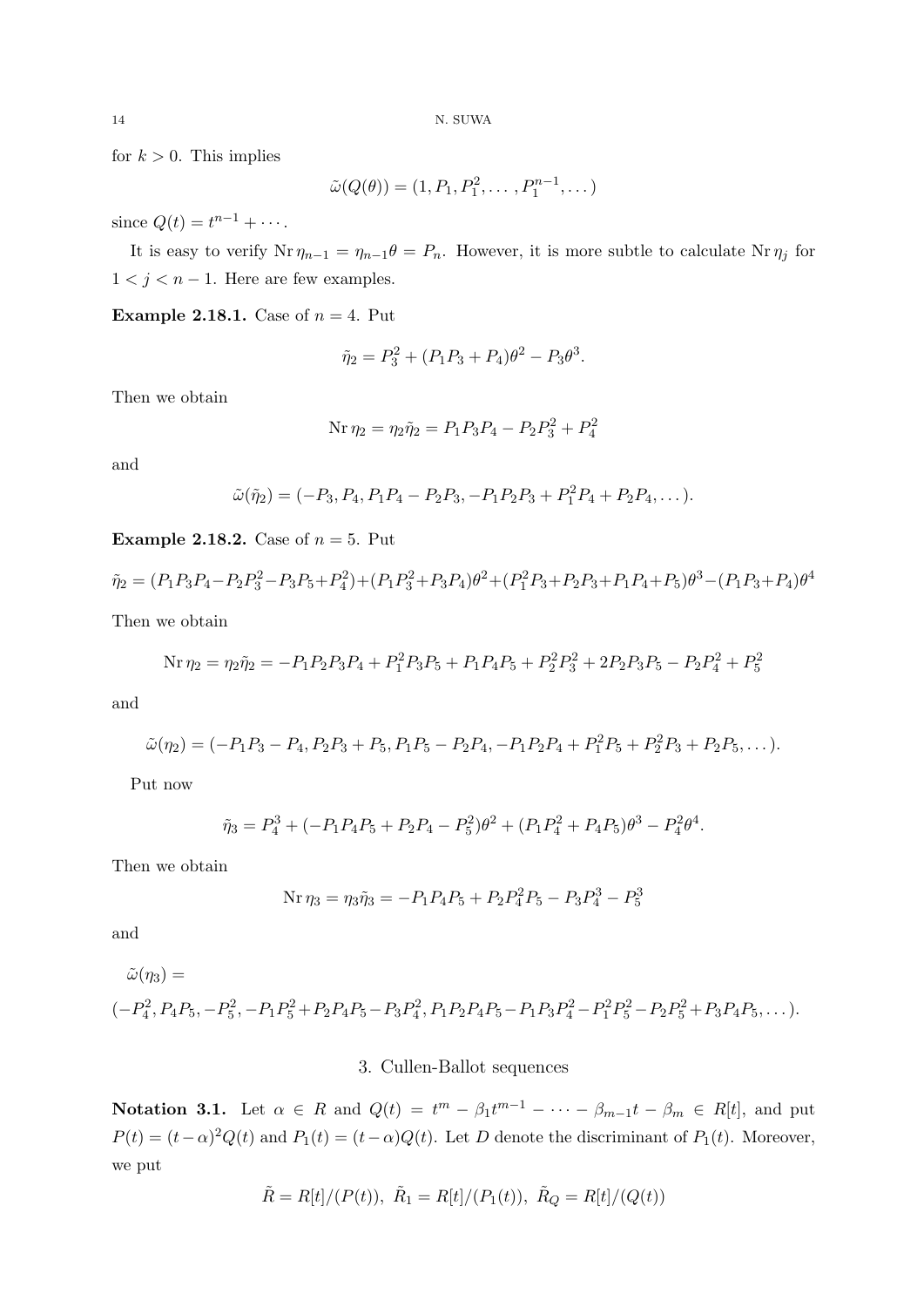for $k > 0$. This implies

$$\tilde{\omega}(Q(\theta)) = (1, P_1, P_1^2, \dots, P_1^{n-1}, \dots)$$

since $Q(t) = t^{n-1} + \cdots$.

It is easy to verify $\operatorname{Nr} \eta_{n-1} = \eta_{n-1}\theta = P_n$. However, it is more subtle to calculate $\operatorname{Nr} \eta_j$ for $1 < j < n-1$. Here are few examples.

**Example 2.18.1.** Case of $n = 4$. Put

$$\tilde{\eta}_2 = P_3^2 + (P_1P_3 + P_4)\theta^2 - P_3\theta^3.$$

Then we obtain

$$\operatorname{Nr} \eta_2 = \eta_2\tilde{\eta}_2 = P_1P_3P_4 - P_2P_3^2 + P_4^2$$

and

$$\tilde{\omega}(\tilde{\eta}_2) = (-P_3, P_4, P_1P_4 - P_2P_3, -P_1P_2P_3 + P_1^2P_4 + P_2P_4, \dots).$$

**Example 2.18.2.** Case of $n = 5$. Put

$$\tilde{\eta}_2 = (P_1P_3P_4 - P_2P_3^2 - P_3P_5 + P_4^2) + (P_1P_3^2 + P_3P_4)\theta^2 + (P_1^2P_3 + P_2P_3 + P_1P_4 + P_5)\theta^3 - (P_1P_3 + P_4)\theta^4$$

Then we obtain

$$\operatorname{Nr} \eta_2 = \eta_2\tilde{\eta}_2 = -P_1P_2P_3P_4 + P_1^2P_3P_5 + P_1P_4P_5 + P_2^2P_3^2 + 2P_2P_3P_5 - P_2P_4^2 + P_5^2$$

and

$$\tilde{\omega}(\eta_2) = (-P_1P_3 - P_4, P_2P_3 + P_5, P_1P_5 - P_2P_4, -P_1P_2P_4 + P_1^2P_5 + P_2^2P_3 + P_2P_5, \dots).$$

Put now

$$\tilde{\eta}_3 = P_4^3 + (-P_1P_4P_5 + P_2P_4 - P_5^2)\theta^2 + (P_1P_4^2 + P_4P_5)\theta^3 - P_4^2\theta^4.$$

Then we obtain

$$\operatorname{Nr} \eta_3 = \eta_3\tilde{\eta}_3 = -P_1P_4P_5 + P_2P_4^2P_5 - P_3P_4^3 - P_5^3$$

and

$$\tilde{\omega}(\eta_3) =$$
$$(-P_4^2, P_4P_5, -P_5^2, -P_1P_5^2 + P_2P_4P_5 - P_3P_4^2, P_1P_2P_4P_5 - P_1P_3P_4^2 - P_1^2P_5^2 - P_2P_5^2 + P_3P_4P_5, \dots).$$

## 3. Cullen-Ballot sequences

**Notation 3.1.** Let $\alpha \in R$ and $Q(t) = t^m - \beta_1 t^{m-1} - \cdots - \beta_{m-1}t - \beta_m \in R[t]$, and put $P(t) = (t-\alpha)^2 Q(t)$ and $P_1(t) = (t-\alpha)Q(t)$. Let $D$ denote the discriminant of $P_1(t)$. Moreover, we put

$$\tilde{R} = R[t]/(P(t)),\ \tilde{R}_1 = R[t]/(P_1(t)),\ \tilde{R}_Q = R[t]/(Q(t))$$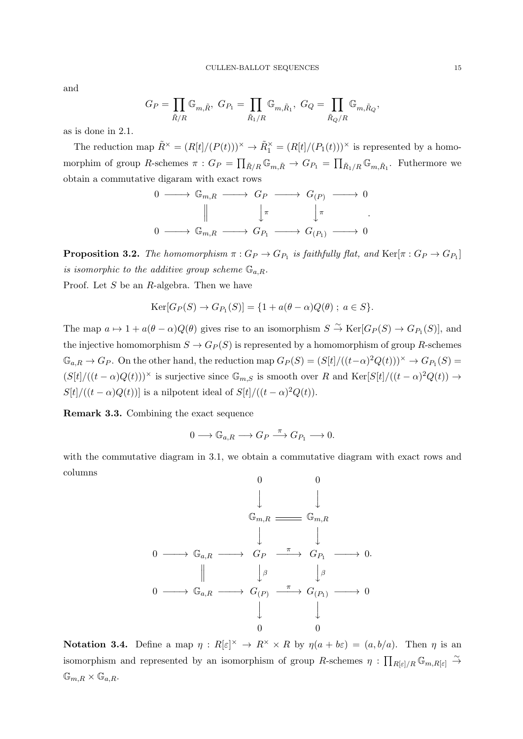and

$$G_P = \prod_{\tilde{R}/R} \mathbb{G}_{m,\tilde{R}},\ G_{P_1} = \prod_{\tilde{R}_1/R} \mathbb{G}_{m,\tilde{R}_1},\ G_Q = \prod_{\tilde{R}_Q/R} \mathbb{G}_{m,\tilde{R}_Q},$$

as is done in 2.1.

The reduction map $\tilde{R}^\times = (R[t]/(P(t)))^\times \to \tilde{R}_1^\times = (R[t]/(P_1(t)))^\times$ is represented by a homomorphim of group $R$-schemes $\pi : G_P = \prod_{\tilde{R}/R} \mathbb{G}_{m,\tilde{R}} \to G_{P_1} = \prod_{\tilde{R}_1/R} \mathbb{G}_{m,\tilde{R}_1}$. Futhermore we obtain a commutative digaram with exact rows

$$\begin{array}{ccccccccc}
0 & \longrightarrow & \mathbb{G}_{m,R} & \longrightarrow & G_P & \longrightarrow & G_{(P)} & \longrightarrow & 0 \\
 & & \| & & \downarrow{\scriptstyle \pi} & & \downarrow{\scriptstyle \pi} & & \\
0 & \longrightarrow & \mathbb{G}_{m,R} & \longrightarrow & G_{P_1} & \longrightarrow & G_{(P_1)} & \longrightarrow & 0
\end{array}.$$

**Proposition 3.2.** *The homomorphism $\pi : G_P \to G_{P_1}$ is faithfully flat, and $\mathrm{Ker}[\pi : G_P \to G_{P_1}]$ is isomorphic to the additive group scheme $\mathbb{G}_{a,R}$.*

Proof. Let $S$ be an $R$-algebra. Then we have

$$\mathrm{Ker}[G_P(S) \to G_{P_1}(S)] = \{1 + a(\theta - \alpha)Q(\theta)\ ;\ a \in S\}.$$

The map $a \mapsto 1 + a(\theta - \alpha)Q(\theta)$ gives rise to an isomorphism $S \xrightarrow{\sim} \mathrm{Ker}[G_P(S) \to G_{P_1}(S)]$, and the injective homomorphism $S \to G_P(S)$ is represented by a homomorphism of group $R$-schemes $\mathbb{G}_{a,R} \to G_P$. On the other hand, the reduction map $G_P(S) = (S[t]/((t-\alpha)^2Q(t)))^\times \to G_{P_1}(S) = (S[t]/((t-\alpha)Q(t)))^\times$ is surjective since $\mathbb{G}_{m,S}$ is smooth over $R$ and $\mathrm{Ker}[S[t]/((t-\alpha)^2Q(t)) \to S[t]/((t-\alpha)Q(t))]$ is a nilpotent ideal of $S[t]/((t-\alpha)^2Q(t))$.

**Remark 3.3.** Combining the exact sequence

$$0 \longrightarrow \mathbb{G}_{a,R} \longrightarrow G_P \xrightarrow{\pi} G_{P_1} \longrightarrow 0.$$

with the commutative diagram in 3.1, we obtain a commutative diagram with exact rows and columns

$$\begin{array}{ccccccccc}
 & & & & 0 & & 0 & & \\
 & & & & \downarrow & & \downarrow & & \\
 & & & & \mathbb{G}_{m,R} & = & \mathbb{G}_{m,R} & & \\
 & & & & \downarrow & & \downarrow & & \\
0 & \longrightarrow & \mathbb{G}_{a,R} & \longrightarrow & G_P & \xrightarrow{\pi} & G_{P_1} & \longrightarrow & 0. \\
 & & \| & & \downarrow{\scriptstyle \beta} & & \downarrow{\scriptstyle \beta} & & \\
0 & \longrightarrow & \mathbb{G}_{a,R} & \longrightarrow & G_{(P)} & \xrightarrow{\pi} & G_{(P_1)} & \longrightarrow & 0 \\
 & & & & \downarrow & & \downarrow & & \\
 & & & & 0 & & 0 & &
\end{array}$$

**Notation 3.4.** Define a map $\eta : R[\varepsilon]^\times \to R^\times \times R$ by $\eta(a + b\varepsilon) = (a, b/a)$. Then $\eta$ is an isomorphism and represented by an isomorphism of group $R$-schemes $\eta : \prod_{R[\varepsilon]/R} \mathbb{G}_{m,R[\varepsilon]} \xrightarrow{\sim} \mathbb{G}_{m,R} \times \mathbb{G}_{a,R}$.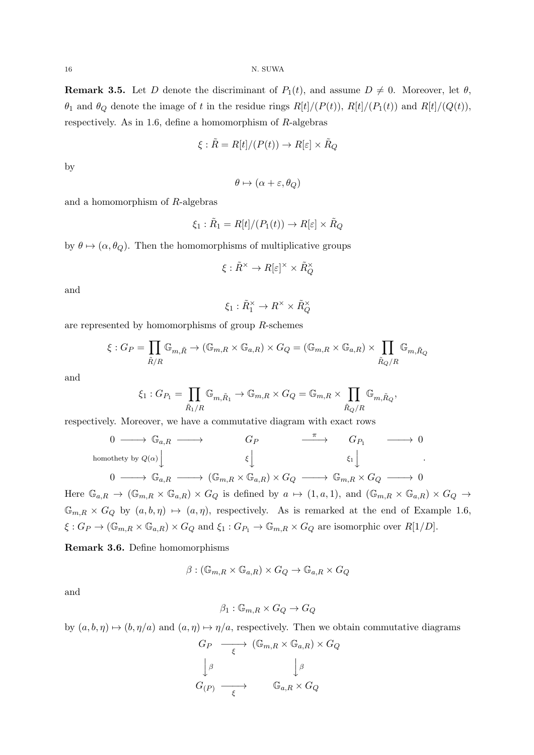**Remark 3.5.** Let $D$ denote the discriminant of $P_1(t)$, and assume $D \neq 0$. Moreover, let $\theta$, $\theta_1$ and $\theta_Q$ denote the image of $t$ in the residue rings $R[t]/(P(t))$, $R[t]/(P_1(t))$ and $R[t]/(Q(t))$, respectively. As in 1.6, define a homomorphism of $R$-algebras

$$\xi : \tilde{R} = R[t]/(P(t)) \to R[\varepsilon] \times \tilde{R}_Q$$

by

$$\theta \mapsto (\alpha + \varepsilon, \theta_Q)$$

and a homomorphism of $R$-algebras

$$\xi_1 : \tilde{R}_1 = R[t]/(P_1(t)) \to R[\varepsilon] \times \tilde{R}_Q$$

by $\theta \mapsto (\alpha, \theta_Q)$. Then the homomorphisms of multiplicative groups

$$\xi : \tilde{R}^\times \to R[\varepsilon]^\times \times \tilde{R}_Q^\times$$

and

$$\xi_1 : \tilde{R}_1^\times \to R^\times \times \tilde{R}_Q^\times$$

are represented by homomorphisms of group $R$-schemes

$$\xi : G_P = \prod_{\tilde{R}/R} \mathbb{G}_{m,\tilde{R}} \to (\mathbb{G}_{m,R} \times \mathbb{G}_{a,R}) \times G_Q = (\mathbb{G}_{m,R} \times \mathbb{G}_{a,R}) \times \prod_{\tilde{R}_Q/R} \mathbb{G}_{m,\tilde{R}_Q}$$

and

$$\xi_1 : G_{P_1} = \prod_{\tilde{R}_1/R} \mathbb{G}_{m,\tilde{R}_1} \to \mathbb{G}_{m,R} \times G_Q = \mathbb{G}_{m,R} \times \prod_{\tilde{R}_Q/R} \mathbb{G}_{m,\tilde{R}_Q},$$

respectively. Moreover, we have a commutative diagram with exact rows

$$\begin{array}{ccccccccc}
0 & \longrightarrow & \mathbb{G}_{a,R} & \longrightarrow & G_P & \xrightarrow{\pi} & G_{P_1} & \longrightarrow & 0 \\
 & & \downarrow{\scriptstyle \text{homothety by } Q(\alpha)} & & \downarrow{\scriptstyle \xi} & & \downarrow{\scriptstyle \xi_1} & & \\
0 & \longrightarrow & \mathbb{G}_{a,R} & \longrightarrow & (\mathbb{G}_{m,R} \times \mathbb{G}_{a,R}) \times G_Q & \longrightarrow & \mathbb{G}_{m,R} \times G_Q & \longrightarrow & 0
\end{array}.$$

Here $\mathbb{G}_{a,R} \to (\mathbb{G}_{m,R} \times \mathbb{G}_{a,R}) \times G_Q$ is defined by $a \mapsto (1, a, 1)$, and $(\mathbb{G}_{m,R} \times \mathbb{G}_{a,R}) \times G_Q \to \mathbb{G}_{m,R} \times G_Q$ by $(a, b, \eta) \mapsto (a, \eta)$, respectively. As is remarked at the end of Example 1.6, $\xi : G_P \to (\mathbb{G}_{m,R} \times \mathbb{G}_{a,R}) \times G_Q$ and $\xi_1 : G_{P_1} \to \mathbb{G}_{m,R} \times G_Q$ are isomorphic over $R[1/D]$.

**Remark 3.6.** Define homomorphisms

$$\beta : (\mathbb{G}_{m,R} \times \mathbb{G}_{a,R}) \times G_Q \to \mathbb{G}_{a,R} \times G_Q$$

and

$$\beta_1 : \mathbb{G}_{m,R} \times G_Q \to G_Q$$

by $(a, b, \eta) \mapsto (b, \eta/a)$ and $(a, \eta) \mapsto \eta/a$, respectively. Then we obtain commutative diagrams

$$\begin{array}{ccc}
G_P & \xrightarrow[\xi]{} & (\mathbb{G}_{m,R} \times \mathbb{G}_{a,R}) \times G_Q \\
\downarrow{\scriptstyle \beta} & & \downarrow{\scriptstyle \beta} \\
G_{(P)} & \xrightarrow[\xi]{} & \mathbb{G}_{a,R} \times G_Q
\end{array}$$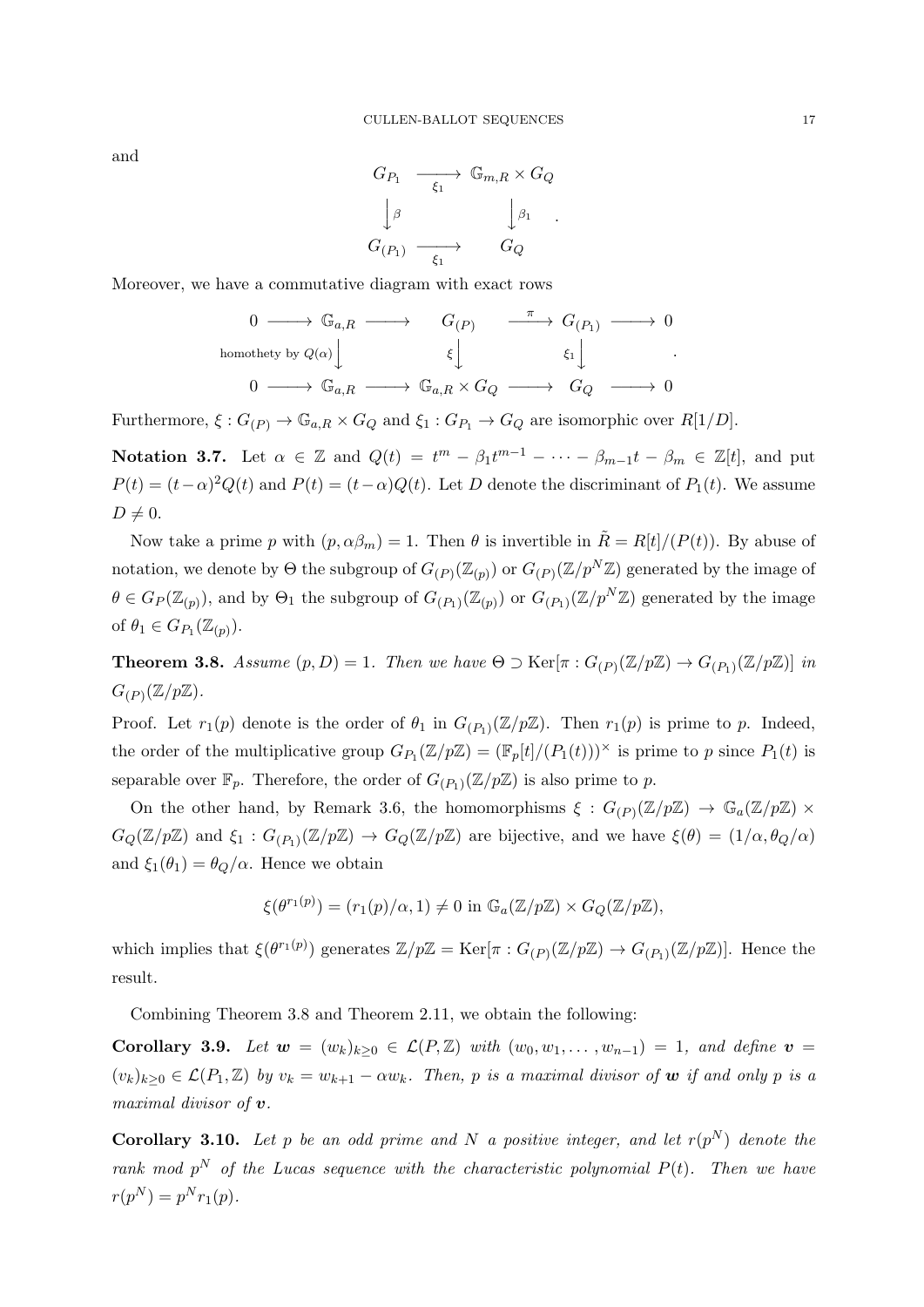and

$$
\begin{array}{ccc}
G_{P_1} & \xrightarrow[\xi_1]{} & \mathbb{G}_{m,R} \times G_Q \\
\big\downarrow \beta & & \big\downarrow \beta_1 \\
G_{(P_1)} & \xrightarrow[\xi_1]{} & G_Q
\end{array} .
$$

Moreover, we have a commutative diagram with exact rows

$$
\begin{array}{ccccccccc}
0 & \longrightarrow & \mathbb{G}_{a,R} & \longrightarrow & G_{(P)} & \xrightarrow{\pi} & G_{(P_1)} & \longrightarrow & 0 \\
 & & \big\downarrow \text{homothety by } Q(\alpha) & & \big\downarrow \xi & & \big\downarrow \xi_1 & & \\
0 & \longrightarrow & \mathbb{G}_{a,R} & \longrightarrow & \mathbb{G}_{a,R} \times G_Q & \longrightarrow & G_Q & \longrightarrow & 0
\end{array} .
$$

Furthermore, $\xi : G_{(P)} \to \mathbb{G}_{a,R} \times G_Q$ and $\xi_1 : G_{P_1} \to G_Q$ are isomorphic over $R[1/D]$.

**Notation 3.7.** Let $\alpha \in \mathbb{Z}$ and $Q(t) = t^m - \beta_1 t^{m-1} - \cdots - \beta_{m-1} t - \beta_m \in \mathbb{Z}[t]$, and put $P(t) = (t-\alpha)^2 Q(t)$ and $P(t) = (t-\alpha)Q(t)$. Let $D$ denote the discriminant of $P_1(t)$. We assume $D \neq 0$.

Now take a prime $p$ with $(p, \alpha\beta_m) = 1$. Then $\theta$ is invertible in $\tilde{R} = R[t]/(P(t))$. By abuse of notation, we denote by $\Theta$ the subgroup of $G_{(P)}(\mathbb{Z}_{(p)})$ or $G_{(P)}(\mathbb{Z}/p^N\mathbb{Z})$ generated by the image of $\theta \in G_P(\mathbb{Z}_{(p)})$, and by $\Theta_1$ the subgroup of $G_{(P_1)}(\mathbb{Z}_{(p)})$ or $G_{(P_1)}(\mathbb{Z}/p^N\mathbb{Z})$ generated by the image of $\theta_1 \in G_{P_1}(\mathbb{Z}_{(p)})$.

**Theorem 3.8.** *Assume $(p, D) = 1$. Then we have $\Theta \supset \mathrm{Ker}[\pi : G_{(P)}(\mathbb{Z}/p\mathbb{Z}) \to G_{(P_1)}(\mathbb{Z}/p\mathbb{Z})]$ in $G_{(P)}(\mathbb{Z}/p\mathbb{Z})$.*

Proof. Let $r_1(p)$ denote is the order of $\theta_1$ in $G_{(P_1)}(\mathbb{Z}/p\mathbb{Z})$. Then $r_1(p)$ is prime to $p$. Indeed, the order of the multiplicative group $G_{P_1}(\mathbb{Z}/p\mathbb{Z}) = (\mathbb{F}_p[t]/(P_1(t)))^\times$ is prime to $p$ since $P_1(t)$ is separable over $\mathbb{F}_p$. Therefore, the order of $G_{(P_1)}(\mathbb{Z}/p\mathbb{Z})$ is also prime to $p$.

On the other hand, by Remark 3.6, the homomorphisms $\xi : G_{(P)}(\mathbb{Z}/p\mathbb{Z}) \to \mathbb{G}_a(\mathbb{Z}/p\mathbb{Z}) \times G_Q(\mathbb{Z}/p\mathbb{Z})$ and $\xi_1 : G_{(P_1)}(\mathbb{Z}/p\mathbb{Z}) \to G_Q(\mathbb{Z}/p\mathbb{Z})$ are bijective, and we have $\xi(\theta) = (1/\alpha, \theta_Q/\alpha)$ and $\xi_1(\theta_1) = \theta_Q/\alpha$. Hence we obtain

$$
\xi(\theta^{r_1(p)}) = (r_1(p)/\alpha, 1) \neq 0 \text{ in } \mathbb{G}_a(\mathbb{Z}/p\mathbb{Z}) \times G_Q(\mathbb{Z}/p\mathbb{Z}),
$$

which implies that $\xi(\theta^{r_1(p)})$ generates $\mathbb{Z}/p\mathbb{Z} = \mathrm{Ker}[\pi : G_{(P)}(\mathbb{Z}/p\mathbb{Z}) \to G_{(P_1)}(\mathbb{Z}/p\mathbb{Z})]$. Hence the result.

Combining Theorem 3.8 and Theorem 2.11, we obtain the following:

**Corollary 3.9.** *Let $\boldsymbol{w} = (w_k)_{k\geq 0} \in \mathcal{L}(P, \mathbb{Z})$ with $(w_0, w_1, \ldots, w_{n-1}) = 1$, and define $\boldsymbol{v} = (v_k)_{k\geq 0} \in \mathcal{L}(P_1, \mathbb{Z})$ by $v_k = w_{k+1} - \alpha w_k$. Then, $p$ is a maximal divisor of $\boldsymbol{w}$ if and only $p$ is a maximal divisor of $\boldsymbol{v}$.*

**Corollary 3.10.** *Let $p$ be an odd prime and $N$ a positive integer, and let $r(p^N)$ denote the rank mod $p^N$ of the Lucas sequence with the characteristic polynomial $P(t)$. Then we have $r(p^N) = p^N r_1(p)$.*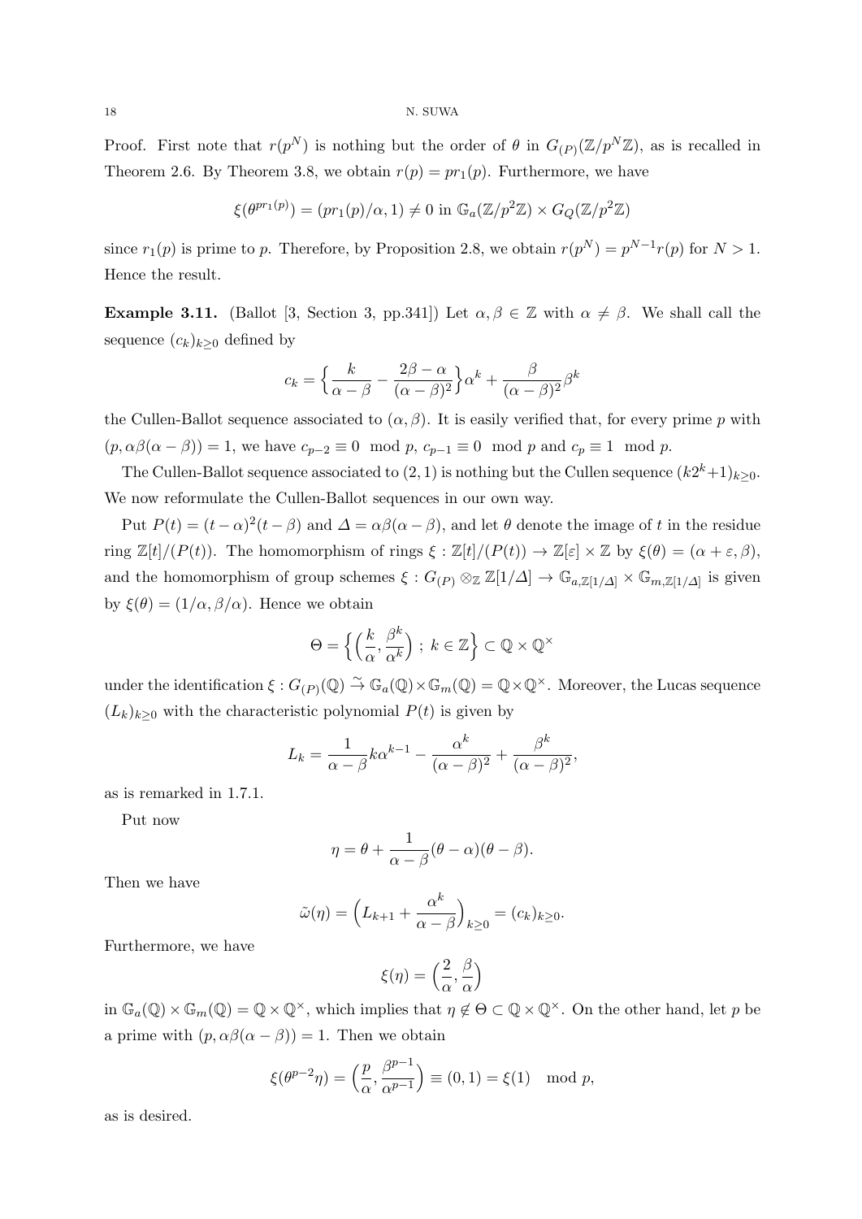Proof. First note that $r(p^N)$ is nothing but the order of $\theta$ in $G_{(P)}(\mathbb{Z}/p^N\mathbb{Z})$, as is recalled in Theorem 2.6. By Theorem 3.8, we obtain $r(p) = pr_1(p)$. Furthermore, we have

$$\xi(\theta^{pr_1(p)}) = (pr_1(p)/\alpha, 1) \neq 0 \text{ in } \mathbb{G}_a(\mathbb{Z}/p^2\mathbb{Z}) \times G_Q(\mathbb{Z}/p^2\mathbb{Z})$$

since $r_1(p)$ is prime to $p$. Therefore, by Proposition 2.8, we obtain $r(p^N) = p^{N-1}r(p)$ for $N > 1$. Hence the result.

**Example 3.11.** (Ballot [3, Section 3, pp.341]) Let $\alpha, \beta \in \mathbb{Z}$ with $\alpha \neq \beta$. We shall call the sequence $(c_k)_{k\geq 0}$ defined by

$$c_k = \Big\{\frac{k}{\alpha - \beta} - \frac{2\beta - \alpha}{(\alpha-\beta)^2}\Big\}\alpha^k + \frac{\beta}{(\alpha-\beta)^2}\beta^k$$

the Cullen-Ballot sequence associated to $(\alpha, \beta)$. It is easily verified that, for every prime $p$ with $(p, \alpha\beta(\alpha-\beta)) = 1$, we have $c_{p-2} \equiv 0 \mod p$, $c_{p-1} \equiv 0 \mod p$ and $c_p \equiv 1 \mod p$.

The Cullen-Ballot sequence associated to $(2, 1)$ is nothing but the Cullen sequence $(k2^k+1)_{k\geq 0}$. We now reformulate the Cullen-Ballot sequences in our own way.

Put $P(t) = (t-\alpha)^2(t-\beta)$ and $\varDelta = \alpha\beta(\alpha-\beta)$, and let $\theta$ denote the image of $t$ in the residue ring $\mathbb{Z}[t]/(P(t))$. The homomorphism of rings $\xi : \mathbb{Z}[t]/(P(t)) \to \mathbb{Z}[\varepsilon] \times \mathbb{Z}$ by $\xi(\theta) = (\alpha + \varepsilon, \beta)$, and the homomorphism of group schemes $\xi : G_{(P)} \otimes_{\mathbb{Z}} \mathbb{Z}[1/\varDelta] \to \mathbb{G}_{a,\mathbb{Z}[1/\varDelta]} \times \mathbb{G}_{m,\mathbb{Z}[1/\varDelta]}$ is given by $\xi(\theta) = (1/\alpha, \beta/\alpha)$. Hence we obtain

$$\Theta = \Big\{\Big(\frac{k}{\alpha}, \frac{\beta^k}{\alpha^k}\Big)\ ;\ k \in \mathbb{Z}\Big\} \subset \mathbb{Q} \times \mathbb{Q}^\times$$

under the identification $\xi : G_{(P)}(\mathbb{Q}) \xrightarrow{\sim} \mathbb{G}_a(\mathbb{Q}) \times \mathbb{G}_m(\mathbb{Q}) = \mathbb{Q} \times \mathbb{Q}^\times$. Moreover, the Lucas sequence $(L_k)_{k\geq 0}$ with the characteristic polynomial $P(t)$ is given by

$$L_k = \frac{1}{\alpha-\beta}k\alpha^{k-1} - \frac{\alpha^k}{(\alpha-\beta)^2} + \frac{\beta^k}{(\alpha-\beta)^2},$$

as is remarked in 1.7.1.

Put now

$$\eta = \theta + \frac{1}{\alpha - \beta}(\theta - \alpha)(\theta - \beta).$$

Then we have

$$\tilde{\omega}(\eta) = \Big(L_{k+1} + \frac{\alpha^k}{\alpha-\beta}\Big)_{k\geq 0} = (c_k)_{k\geq 0}.$$

Furthermore, we have

$$\xi(\eta) = \Big(\frac{2}{\alpha}, \frac{\beta}{\alpha}\Big)$$

in $\mathbb{G}_a(\mathbb{Q}) \times \mathbb{G}_m(\mathbb{Q}) = \mathbb{Q} \times \mathbb{Q}^\times$, which implies that $\eta \notin \Theta \subset \mathbb{Q} \times \mathbb{Q}^\times$. On the other hand, let $p$ be a prime with $(p, \alpha\beta(\alpha-\beta)) = 1$. Then we obtain

$$\xi(\theta^{p-2}\eta) = \Big(\frac{p}{\alpha}, \frac{\beta^{p-1}}{\alpha^{p-1}}\Big) \equiv (0, 1) = \xi(1) \mod p,$$

as is desired.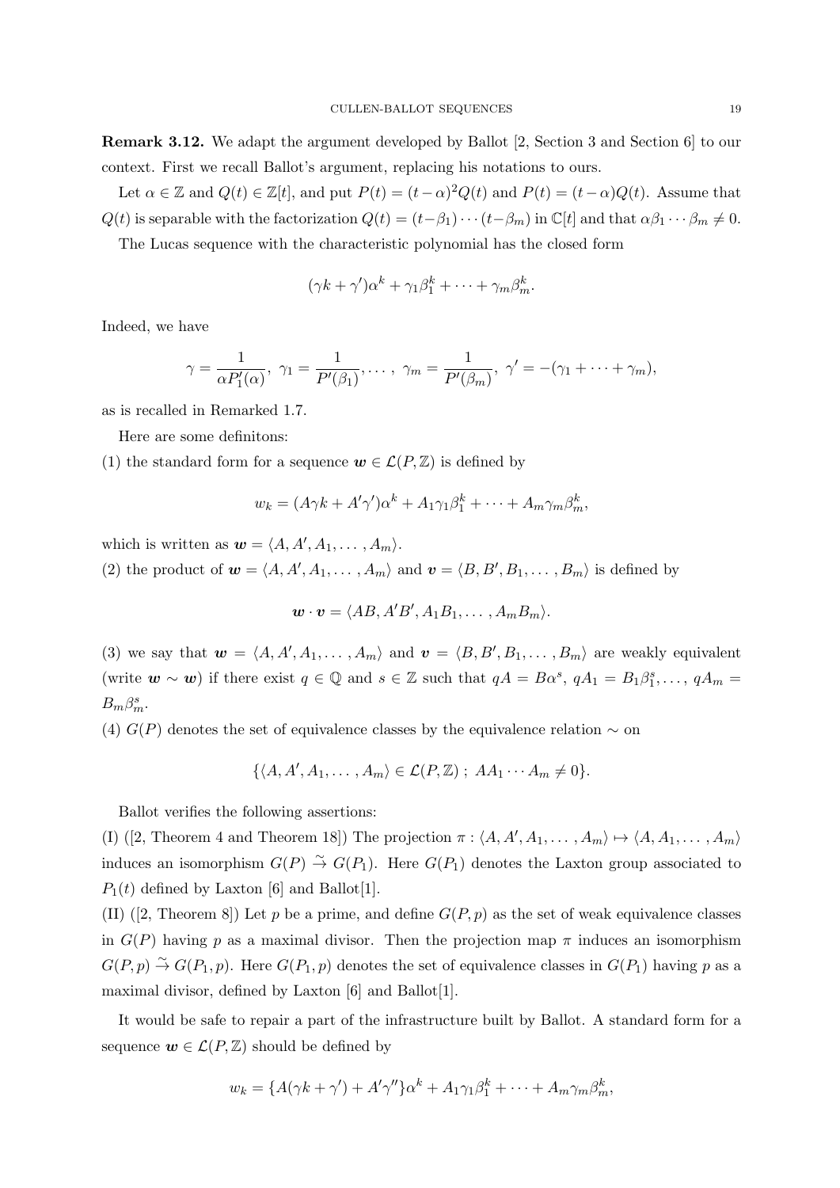**Remark 3.12.** We adapt the argument developed by Ballot [2, Section 3 and Section 6] to our context. First we recall Ballot's argument, replacing his notations to ours.

Let $\alpha \in \mathbb{Z}$ and $Q(t) \in \mathbb{Z}[t]$, and put $P(t) = (t-\alpha)^2 Q(t)$ and $P(t) = (t-\alpha)Q(t)$. Assume that $Q(t)$ is separable with the factorization $Q(t) = (t-\beta_1)\cdots(t-\beta_m)$ in $\mathbb{C}[t]$ and that $\alpha\beta_1\cdots\beta_m \neq 0$.

The Lucas sequence with the characteristic polynomial has the closed form

$$(\gamma k + \gamma')\alpha^k + \gamma_1\beta_1^k + \cdots + \gamma_m\beta_m^k.$$

Indeed, we have

$$\gamma = \frac{1}{\alpha P_1'(\alpha)},\ \gamma_1 = \frac{1}{P'(\beta_1)}, \dots,\ \gamma_m = \frac{1}{P'(\beta_m)},\ \gamma' = -(\gamma_1 + \cdots + \gamma_m),$$

as is recalled in Remarked 1.7.

Here are some definitons:

(1) the standard form for a sequence $\boldsymbol{w} \in \mathcal{L}(P, \mathbb{Z})$ is defined by

$$w_k = (A\gamma k + A'\gamma')\alpha^k + A_1\gamma_1\beta_1^k + \cdots + A_m\gamma_m\beta_m^k,$$

which is written as $\boldsymbol{w} = \langle A, A', A_1, \dots, A_m\rangle$.

(2) the product of $\boldsymbol{w} = \langle A, A', A_1, \dots, A_m\rangle$ and $\boldsymbol{v} = \langle B, B', B_1, \dots, B_m\rangle$ is defined by

$$\boldsymbol{w} \cdot \boldsymbol{v} = \langle AB, A'B', A_1B_1, \dots, A_mB_m\rangle.$$

(3) we say that $\boldsymbol{w} = \langle A, A', A_1, \dots, A_m\rangle$ and $\boldsymbol{v} = \langle B, B', B_1, \dots, B_m\rangle$ are weakly equivalent (write $\boldsymbol{w} \sim \boldsymbol{w}$) if there exist $q \in \mathbb{Q}$ and $s \in \mathbb{Z}$ such that $qA = B\alpha^s$, $qA_1 = B_1\beta_1^s, \dots, qA_m = B_m\beta_m^s$.

(4) $G(P)$ denotes the set of equivalence classes by the equivalence relation $\sim$ on

$$\{\langle A, A', A_1, \dots, A_m\rangle \in \mathcal{L}(P, \mathbb{Z})\ ;\ AA_1\cdots A_m \neq 0\}.$$

Ballot verifies the following assertions:

(I) ([2, Theorem 4 and Theorem 18]) The projection $\pi : \langle A, A', A_1, \dots, A_m\rangle \mapsto \langle A, A_1, \dots, A_m\rangle$ induces an isomorphism $G(P) \overset{\sim}{\to} G(P_1)$. Here $G(P_1)$ denotes the Laxton group associated to $P_1(t)$ defined by Laxton [6] and Ballot[1].

(II) ([2, Theorem 8]) Let $p$ be a prime, and define $G(P, p)$ as the set of weak equivalence classes in $G(P)$ having $p$ as a maximal divisor. Then the projection map $\pi$ induces an isomorphism $G(P, p) \overset{\sim}{\to} G(P_1, p)$. Here $G(P_1, p)$ denotes the set of equivalence classes in $G(P_1)$ having $p$ as a maximal divisor, defined by Laxton [6] and Ballot[1].

It would be safe to repair a part of the infrastructure built by Ballot. A standard form for a sequence $\boldsymbol{w} \in \mathcal{L}(P, \mathbb{Z})$ should be defined by

$$w_k = \{A(\gamma k + \gamma') + A'\gamma''\}\alpha^k + A_1\gamma_1\beta_1^k + \cdots + A_m\gamma_m\beta_m^k,$$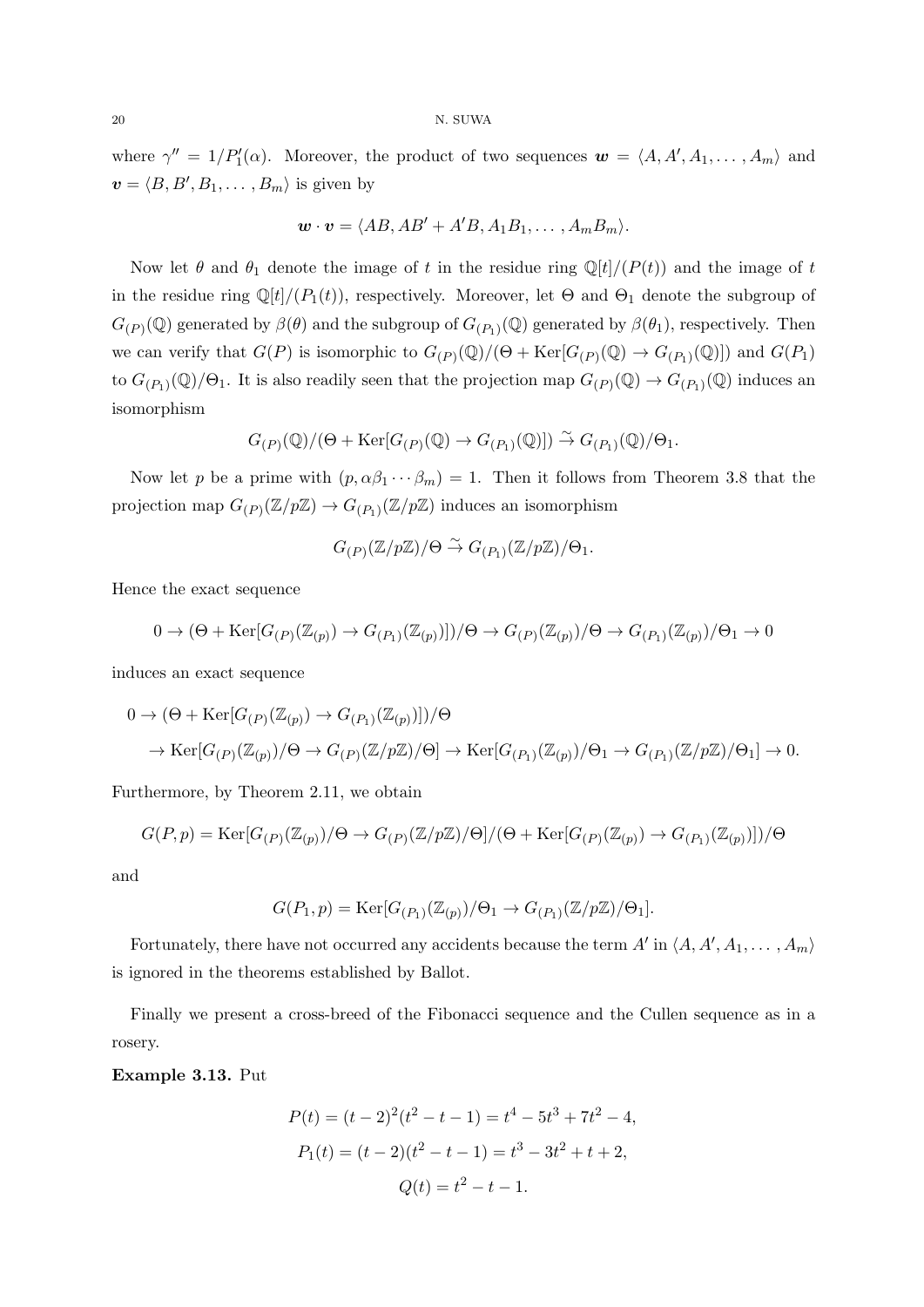where $\gamma'' = 1/P_1'(\alpha)$. Moreover, the product of two sequences $\boldsymbol{w} = \langle A, A', A_1, \ldots, A_m\rangle$ and $\boldsymbol{v} = \langle B, B', B_1, \ldots, B_m\rangle$ is given by

$$\boldsymbol{w}\cdot\boldsymbol{v} = \langle AB, AB' + A'B, A_1B_1, \ldots, A_mB_m\rangle.$$

Now let $\theta$ and $\theta_1$ denote the image of $t$ in the residue ring $\mathbb{Q}[t]/(P(t))$ and the image of $t$ in the residue ring $\mathbb{Q}[t]/(P_1(t))$, respectively. Moreover, let $\Theta$ and $\Theta_1$ denote the subgroup of $G_{(P)}(\mathbb{Q})$ generated by $\beta(\theta)$ and the subgroup of $G_{(P_1)}(\mathbb{Q})$ generated by $\beta(\theta_1)$, respectively. Then we can verify that $G(P)$ is isomorphic to $G_{(P)}(\mathbb{Q})/(\Theta + \mathrm{Ker}[G_{(P)}(\mathbb{Q}) \to G_{(P_1)}(\mathbb{Q})])$ and $G(P_1)$ to $G_{(P_1)}(\mathbb{Q})/\Theta_1$. It is also readily seen that the projection map $G_{(P)}(\mathbb{Q}) \to G_{(P_1)}(\mathbb{Q})$ induces an isomorphism

$$G_{(P)}(\mathbb{Q})/(\Theta + \mathrm{Ker}[G_{(P)}(\mathbb{Q}) \to G_{(P_1)}(\mathbb{Q})]) \xrightarrow{\sim} G_{(P_1)}(\mathbb{Q})/\Theta_1.$$

Now let $p$ be a prime with $(p, \alpha\beta_1\cdots\beta_m) = 1$. Then it follows from Theorem 3.8 that the projection map $G_{(P)}(\mathbb{Z}/p\mathbb{Z}) \to G_{(P_1)}(\mathbb{Z}/p\mathbb{Z})$ induces an isomorphism

$$G_{(P)}(\mathbb{Z}/p\mathbb{Z})/\Theta \xrightarrow{\sim} G_{(P_1)}(\mathbb{Z}/p\mathbb{Z})/\Theta_1.$$

Hence the exact sequence

$$0 \to (\Theta + \mathrm{Ker}[G_{(P)}(\mathbb{Z}_{(p)}) \to G_{(P_1)}(\mathbb{Z}_{(p)})])/\Theta \to G_{(P)}(\mathbb{Z}_{(p)})/\Theta \to G_{(P_1)}(\mathbb{Z}_{(p)})/\Theta_1 \to 0$$

induces an exact sequence

$$\begin{aligned}
&0 \to (\Theta + \mathrm{Ker}[G_{(P)}(\mathbb{Z}_{(p)}) \to G_{(P_1)}(\mathbb{Z}_{(p)})])/\Theta \\
&\quad \to \mathrm{Ker}[G_{(P)}(\mathbb{Z}_{(p)})/\Theta \to G_{(P)}(\mathbb{Z}/p\mathbb{Z})/\Theta] \to \mathrm{Ker}[G_{(P_1)}(\mathbb{Z}_{(p)})/\Theta_1 \to G_{(P_1)}(\mathbb{Z}/p\mathbb{Z})/\Theta_1] \to 0.
\end{aligned}$$

Furthermore, by Theorem 2.11, we obtain

$$G(P,p) = \mathrm{Ker}[G_{(P)}(\mathbb{Z}_{(p)})/\Theta \to G_{(P)}(\mathbb{Z}/p\mathbb{Z})/\Theta]/(\Theta + \mathrm{Ker}[G_{(P)}(\mathbb{Z}_{(p)}) \to G_{(P_1)}(\mathbb{Z}_{(p)})])/\Theta$$

and

$$G(P_1,p) = \mathrm{Ker}[G_{(P_1)}(\mathbb{Z}_{(p)})/\Theta_1 \to G_{(P_1)}(\mathbb{Z}/p\mathbb{Z})/\Theta_1].$$

Fortunately, there have not occurred any accidents because the term $A'$ in $\langle A, A', A_1, \ldots, A_m\rangle$ is ignored in the theorems established by Ballot.

Finally we present a cross-breed of the Fibonacci sequence and the Cullen sequence as in a rosery.

**Example 3.13.** Put

$$P(t) = (t-2)^2(t^2 - t - 1) = t^4 - 5t^3 + 7t^2 - 4,$$
$$P_1(t) = (t-2)(t^2 - t - 1) = t^3 - 3t^2 + t + 2,$$
$$Q(t) = t^2 - t - 1.$$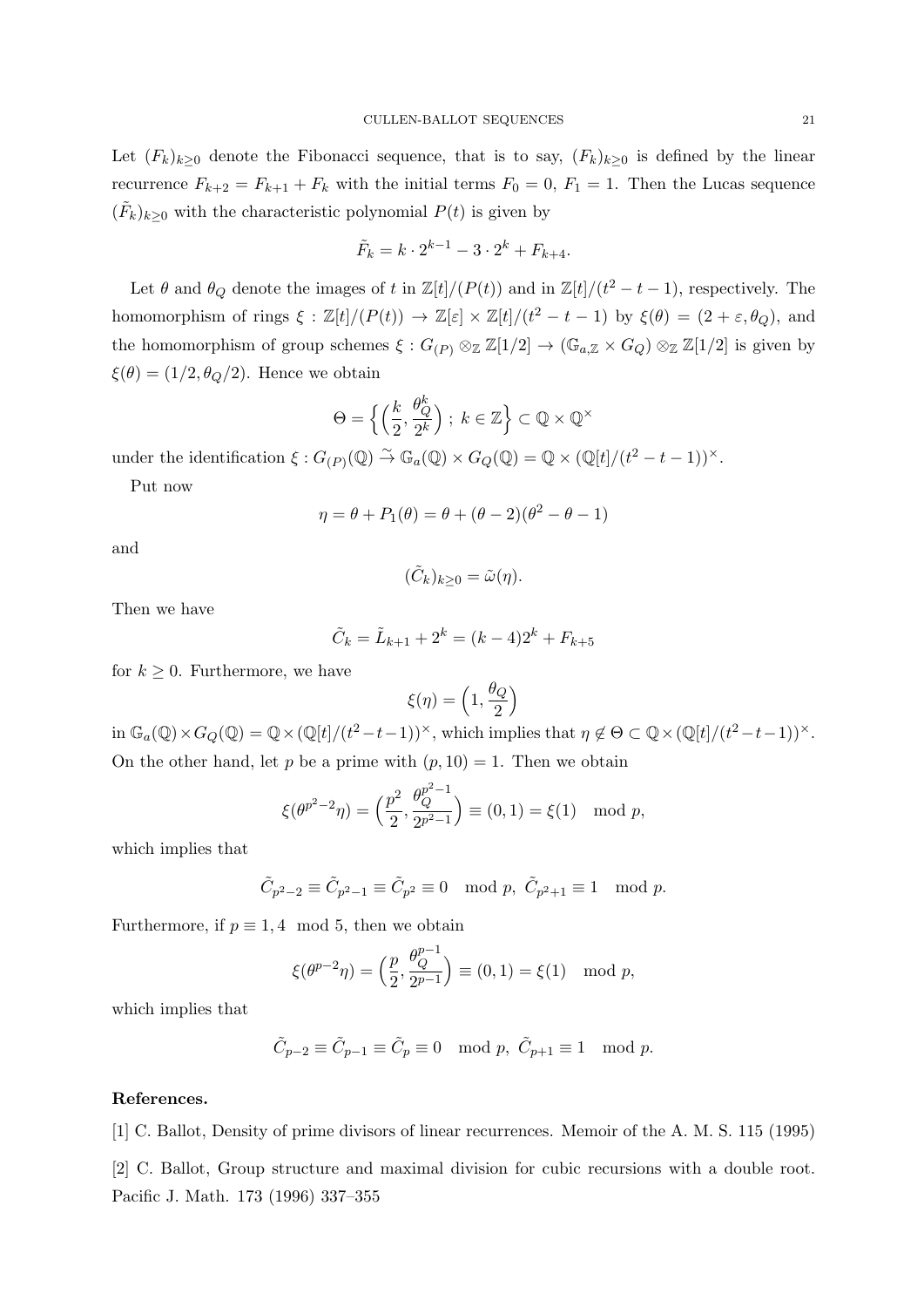Let $(F_k)_{k\geq 0}$ denote the Fibonacci sequence, that is to say, $(F_k)_{k\geq 0}$ is defined by the linear recurrence $F_{k+2} = F_{k+1} + F_k$ with the initial terms $F_0 = 0$, $F_1 = 1$. Then the Lucas sequence $(\tilde{F}_k)_{k\geq 0}$ with the characteristic polynomial $P(t)$ is given by

$$\tilde{F}_k = k \cdot 2^{k-1} - 3 \cdot 2^k + F_{k+4}.$$

Let $\theta$ and $\theta_Q$ denote the images of $t$ in $\mathbb{Z}[t]/(P(t))$ and in $\mathbb{Z}[t]/(t^2 - t - 1)$, respectively. The homomorphism of rings $\xi : \mathbb{Z}[t]/(P(t)) \to \mathbb{Z}[\varepsilon] \times \mathbb{Z}[t]/(t^2 - t - 1)$ by $\xi(\theta) = (2 + \varepsilon, \theta_Q)$, and the homomorphism of group schemes $\xi : G_{(P)} \otimes_{\mathbb{Z}} \mathbb{Z}[1/2] \to (\mathbb{G}_{a,\mathbb{Z}} \times G_Q) \otimes_{\mathbb{Z}} \mathbb{Z}[1/2]$ is given by $\xi(\theta) = (1/2, \theta_Q/2)$. Hence we obtain

$$\Theta = \left\{ \left( \frac{k}{2}, \frac{\theta_Q^k}{2^k} \right) ;\ k \in \mathbb{Z} \right\} \subset \mathbb{Q} \times \mathbb{Q}^\times$$

under the identification $\xi : G_{(P)}(\mathbb{Q}) \xrightarrow{\sim} \mathbb{G}_a(\mathbb{Q}) \times G_Q(\mathbb{Q}) = \mathbb{Q} \times (\mathbb{Q}[t]/(t^2 - t - 1))^\times$.

Put now

$$\eta = \theta + P_1(\theta) = \theta + (\theta - 2)(\theta^2 - \theta - 1)$$

and

$$(\tilde{C}_k)_{k\geq 0} = \tilde{\omega}(\eta).$$

Then we have

$$\tilde{C}_k = \tilde{L}_{k+1} + 2^k = (k-4)2^k + F_{k+5}$$

for $k \geq 0$. Furthermore, we have

$$\xi(\eta) = \left(1, \frac{\theta_Q}{2}\right)$$

in $\mathbb{G}_a(\mathbb{Q}) \times G_Q(\mathbb{Q}) = \mathbb{Q} \times (\mathbb{Q}[t]/(t^2 - t - 1))^\times$, which implies that $\eta \notin \Theta \subset \mathbb{Q} \times (\mathbb{Q}[t]/(t^2 - t - 1))^\times$. On the other hand, let $p$ be a prime with $(p, 10) = 1$. Then we obtain

$$\xi(\theta^{p^2-2}\eta) = \left( \frac{p^2}{2}, \frac{\theta_Q^{p^2-1}}{2^{p^2-1}} \right) \equiv (0, 1) = \xi(1) \mod p,$$

which implies that

$$\tilde{C}_{p^2-2} \equiv \tilde{C}_{p^2-1} \equiv \tilde{C}_{p^2} \equiv 0 \mod p,\ \tilde{C}_{p^2+1} \equiv 1 \mod p.$$

Furthermore, if $p \equiv 1, 4 \mod 5$, then we obtain

$$\xi(\theta^{p-2}\eta) = \left( \frac{p}{2}, \frac{\theta_Q^{p-1}}{2^{p-1}} \right) \equiv (0, 1) = \xi(1) \mod p,$$

which implies that

$$\tilde{C}_{p-2} \equiv \tilde{C}_{p-1} \equiv \tilde{C}_p \equiv 0 \mod p,\ \tilde{C}_{p+1} \equiv 1 \mod p.$$

**References.**

[1] C. Ballot, Density of prime divisors of linear recurrences. Memoir of the A. M. S. 115 (1995)

[2] C. Ballot, Group structure and maximal division for cubic recursions with a double root. Pacific J. Math. 173 (1996) 337–355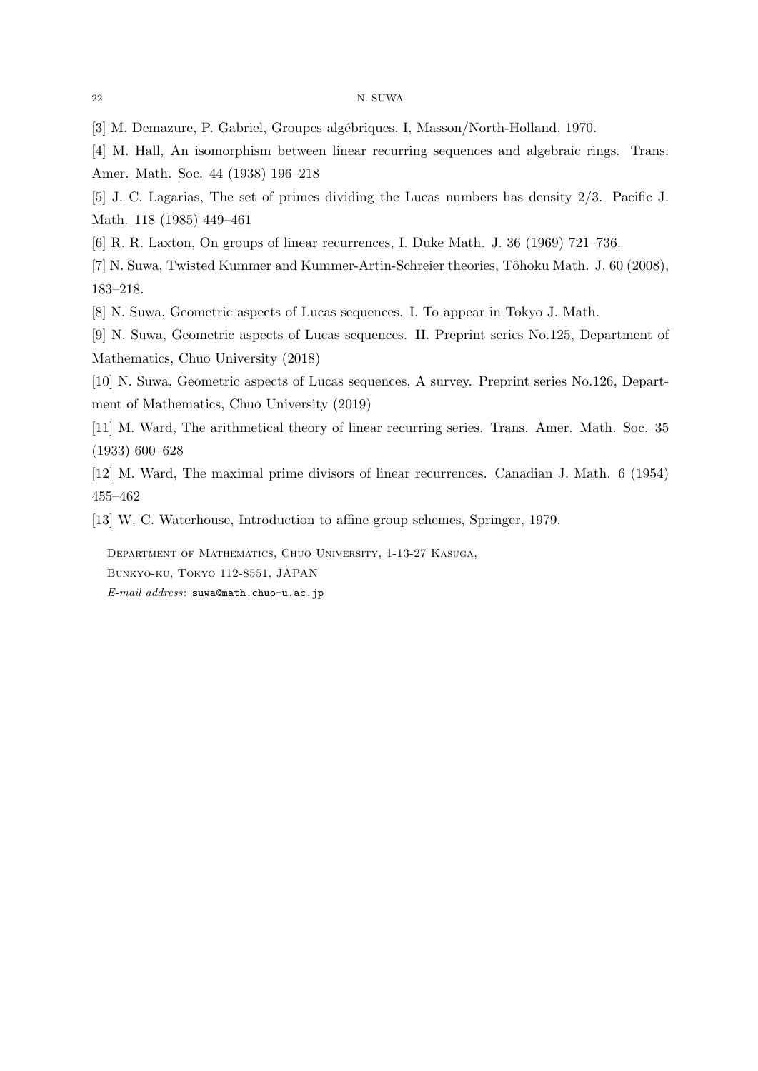[3] M. Demazure, P. Gabriel, Groupes algébriques, I, Masson/North-Holland, 1970.

[4] M. Hall, An isomorphism between linear recurring sequences and algebraic rings. Trans. Amer. Math. Soc. 44 (1938) 196–218

[5] J. C. Lagarias, The set of primes dividing the Lucas numbers has density 2/3. Pacific J. Math. 118 (1985) 449–461

[6] R. R. Laxton, On groups of linear recurrences, I. Duke Math. J. 36 (1969) 721–736.

[7] N. Suwa, Twisted Kummer and Kummer-Artin-Schreier theories, Tôhoku Math. J. 60 (2008), 183–218.

[8] N. Suwa, Geometric aspects of Lucas sequences. I. To appear in Tokyo J. Math.

[9] N. Suwa, Geometric aspects of Lucas sequences. II. Preprint series No.125, Department of Mathematics, Chuo University (2018)

[10] N. Suwa, Geometric aspects of Lucas sequences, A survey. Preprint series No.126, Department of Mathematics, Chuo University (2019)

[11] M. Ward, The arithmetical theory of linear recurring series. Trans. Amer. Math. Soc. 35 (1933) 600–628

[12] M. Ward, The maximal prime divisors of linear recurrences. Canadian J. Math. 6 (1954) 455–462

[13] W. C. Waterhouse, Introduction to affine group schemes, Springer, 1979.

Department of Mathematics, Chuo University, 1-13-27 Kasuga,
Bunkyo-ku, Tokyo 112-8551, JAPAN
*E-mail address*: suwa@math.chuo-u.ac.jp